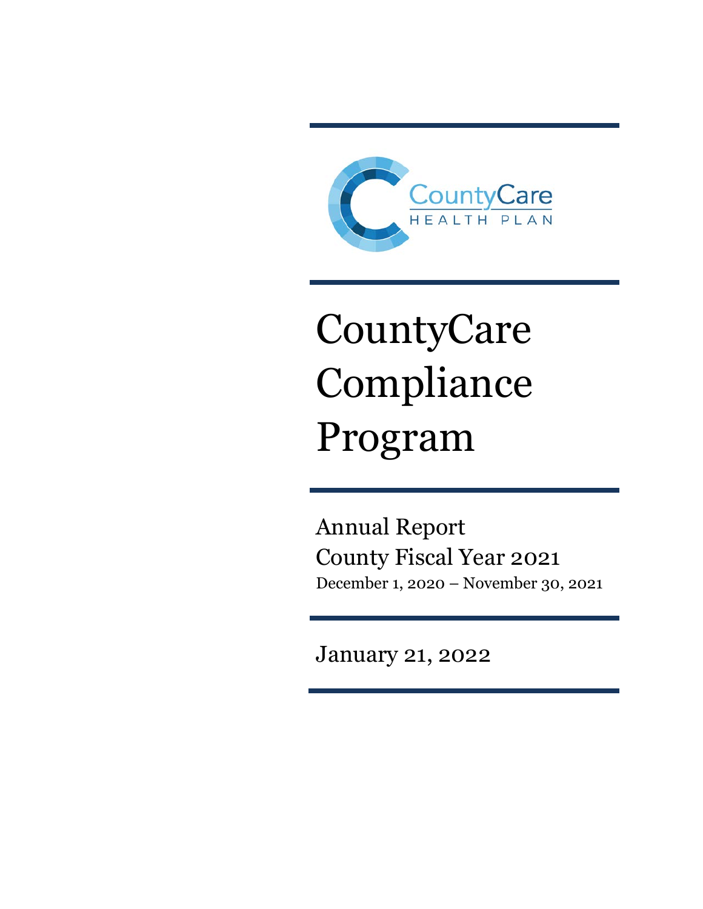CountyCare
HEALTH PLAN

# CountyCare Compliance Program

Annual Report
County Fiscal Year 2021
December 1, 2020 – November 30, 2021

January 21, 2022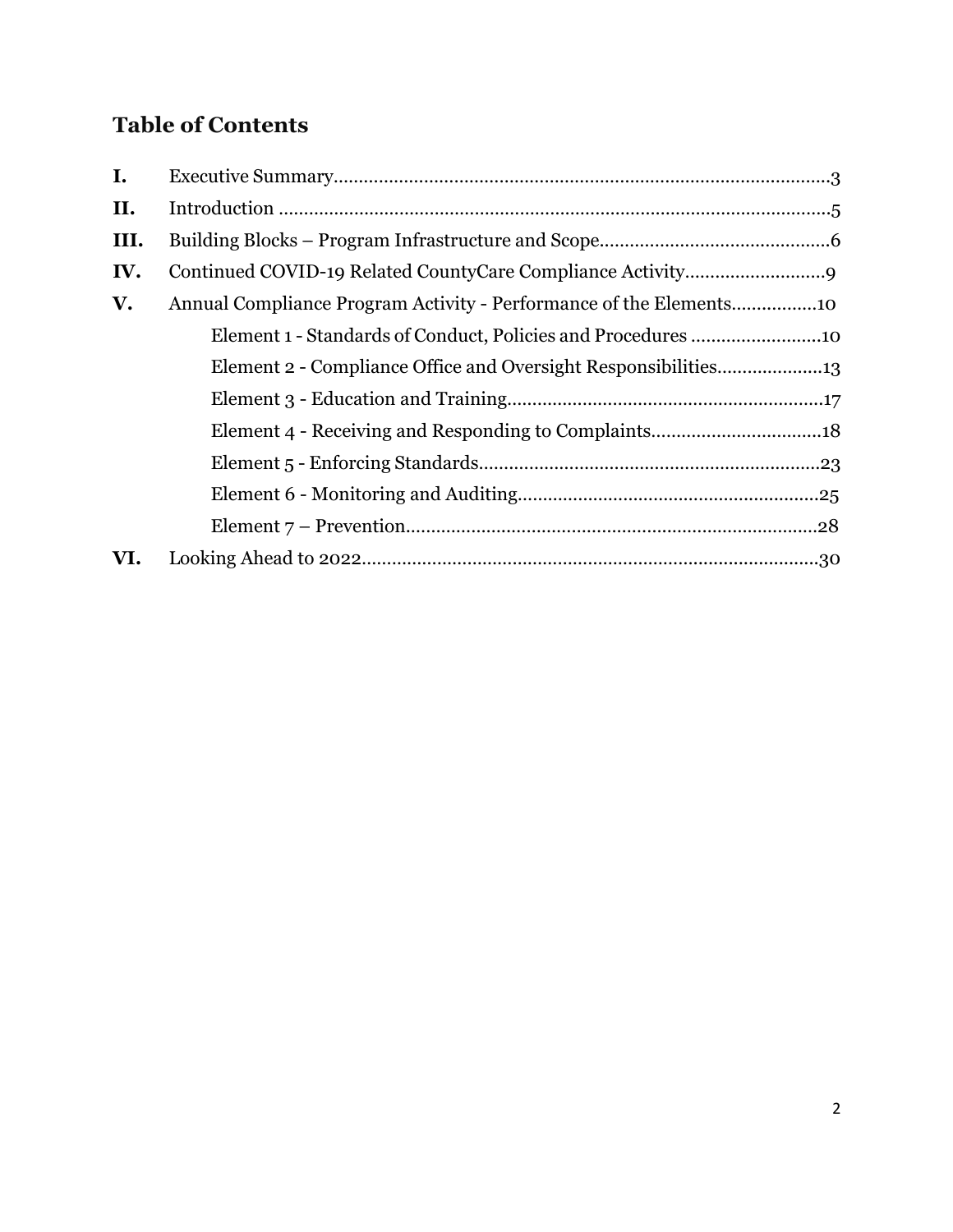## Table of Contents

**I.** Executive Summary......................................................................................3

**II.** Introduction ..............................................................................................5

**III.** Building Blocks – Program Infrastructure and Scope..............................................6

**IV.** Continued COVID-19 Related CountyCare Compliance Activity............................9

**V.** Annual Compliance Program Activity - Performance of the Elements.................10

- Element 1 - Standards of Conduct, Policies and Procedures ..........................10
- Element 2 - Compliance Office and Oversight Responsibilities.....................13
- Element 3 - Education and Training...............................................................17
- Element 4 - Receiving and Responding to Complaints..................................18
- Element 5 - Enforcing Standards....................................................................23
- Element 6 - Monitoring and Auditing............................................................25
- Element 7 – Prevention..................................................................................28

**VI.** Looking Ahead to 2022...........................................................................................30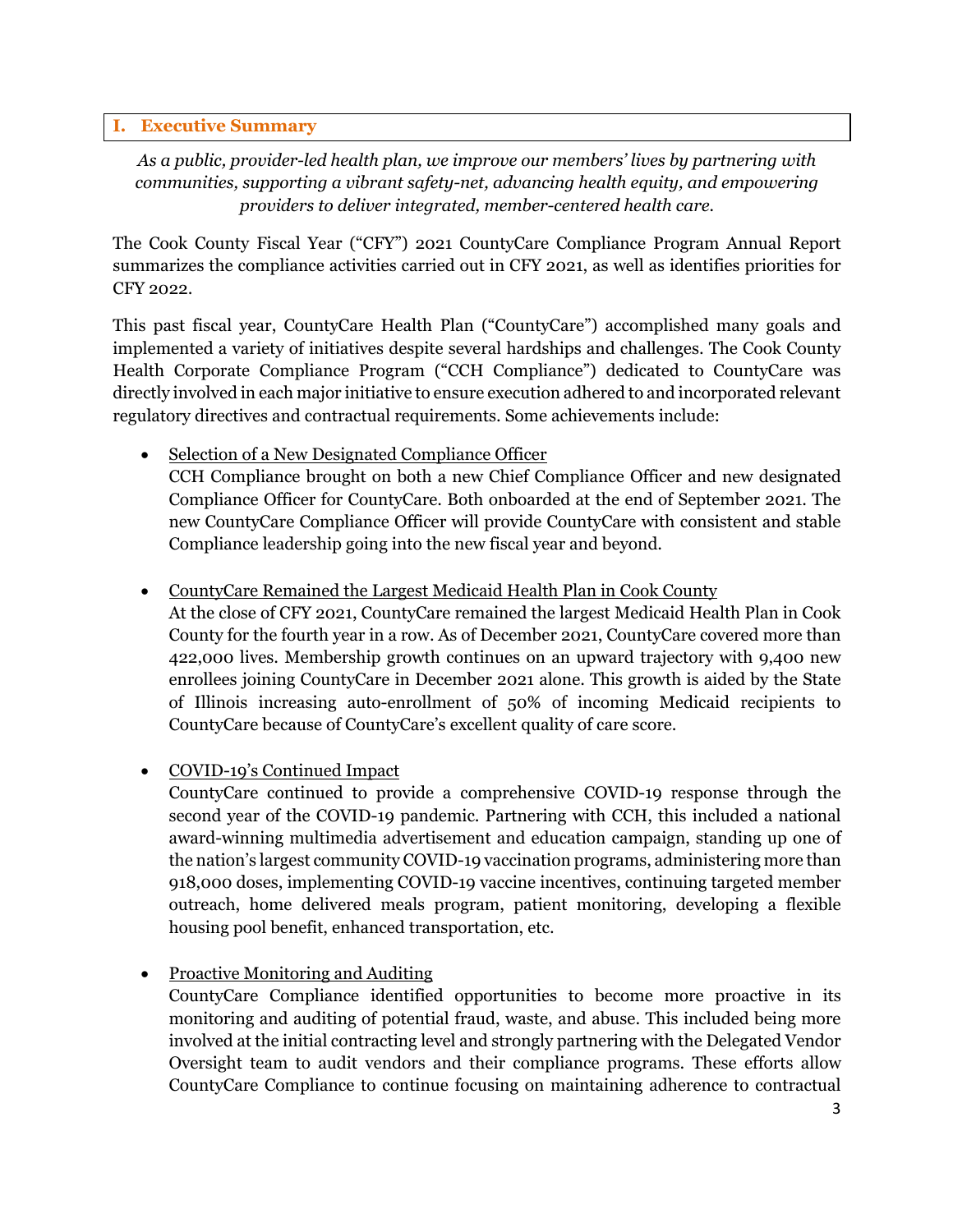## I. Executive Summary

*As a public, provider-led health plan, we improve our members' lives by partnering with communities, supporting a vibrant safety-net, advancing health equity, and empowering providers to deliver integrated, member-centered health care.*

The Cook County Fiscal Year ("CFY") 2021 CountyCare Compliance Program Annual Report summarizes the compliance activities carried out in CFY 2021, as well as identifies priorities for CFY 2022.

This past fiscal year, CountyCare Health Plan ("CountyCare") accomplished many goals and implemented a variety of initiatives despite several hardships and challenges. The Cook County Health Corporate Compliance Program ("CCH Compliance") dedicated to CountyCare was directly involved in each major initiative to ensure execution adhered to and incorporated relevant regulatory directives and contractual requirements. Some achievements include:

- Selection of a New Designated Compliance Officer
  CCH Compliance brought on both a new Chief Compliance Officer and new designated Compliance Officer for CountyCare. Both onboarded at the end of September 2021. The new CountyCare Compliance Officer will provide CountyCare with consistent and stable Compliance leadership going into the new fiscal year and beyond.

- CountyCare Remained the Largest Medicaid Health Plan in Cook County
  At the close of CFY 2021, CountyCare remained the largest Medicaid Health Plan in Cook County for the fourth year in a row. As of December 2021, CountyCare covered more than 422,000 lives. Membership growth continues on an upward trajectory with 9,400 new enrollees joining CountyCare in December 2021 alone. This growth is aided by the State of Illinois increasing auto-enrollment of 50% of incoming Medicaid recipients to CountyCare because of CountyCare's excellent quality of care score.

- COVID-19's Continued Impact
  CountyCare continued to provide a comprehensive COVID-19 response through the second year of the COVID-19 pandemic. Partnering with CCH, this included a national award-winning multimedia advertisement and education campaign, standing up one of the nation's largest community COVID-19 vaccination programs, administering more than 918,000 doses, implementing COVID-19 vaccine incentives, continuing targeted member outreach, home delivered meals program, patient monitoring, developing a flexible housing pool benefit, enhanced transportation, etc.

- Proactive Monitoring and Auditing
  CountyCare Compliance identified opportunities to become more proactive in its monitoring and auditing of potential fraud, waste, and abuse. This included being more involved at the initial contracting level and strongly partnering with the Delegated Vendor Oversight team to audit vendors and their compliance programs. These efforts allow CountyCare Compliance to continue focusing on maintaining adherence to contractual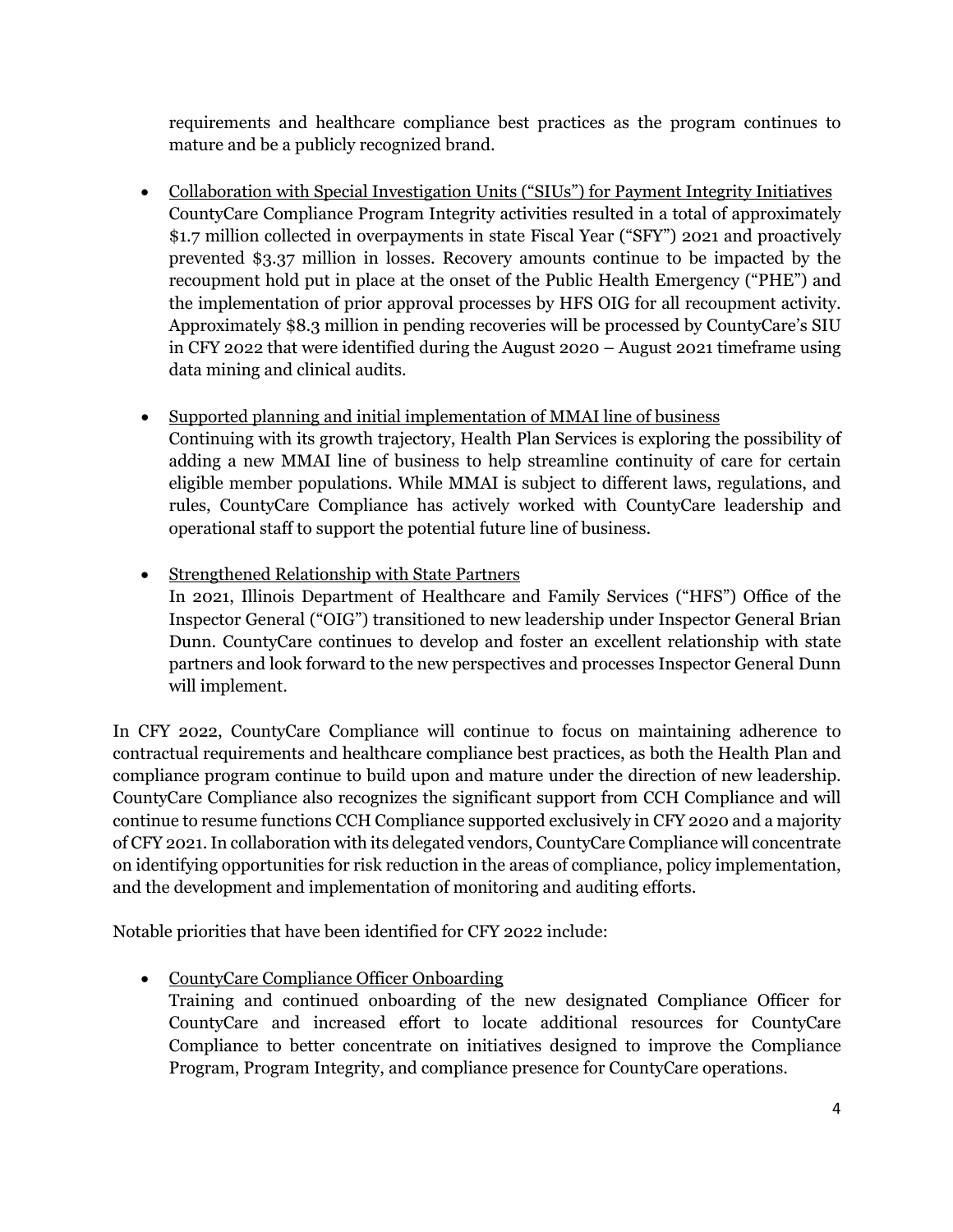requirements and healthcare compliance best practices as the program continues to mature and be a publicly recognized brand.

- <u>Collaboration with Special Investigation Units ("SIUs") for Payment Integrity Initiatives</u>
  CountyCare Compliance Program Integrity activities resulted in a total of approximately $1.7 million collected in overpayments in state Fiscal Year ("SFY") 2021 and proactively prevented $3.37 million in losses. Recovery amounts continue to be impacted by the recoupment hold put in place at the onset of the Public Health Emergency ("PHE") and the implementation of prior approval processes by HFS OIG for all recoupment activity. Approximately $8.3 million in pending recoveries will be processed by CountyCare's SIU in CFY 2022 that were identified during the August 2020 – August 2021 timeframe using data mining and clinical audits.

- <u>Supported planning and initial implementation of MMAI line of business</u>
  Continuing with its growth trajectory, Health Plan Services is exploring the possibility of adding a new MMAI line of business to help streamline continuity of care for certain eligible member populations. While MMAI is subject to different laws, regulations, and rules, CountyCare Compliance has actively worked with CountyCare leadership and operational staff to support the potential future line of business.

- <u>Strengthened Relationship with State Partners</u>
  In 2021, Illinois Department of Healthcare and Family Services ("HFS") Office of the Inspector General ("OIG") transitioned to new leadership under Inspector General Brian Dunn. CountyCare continues to develop and foster an excellent relationship with state partners and look forward to the new perspectives and processes Inspector General Dunn will implement.

In CFY 2022, CountyCare Compliance will continue to focus on maintaining adherence to contractual requirements and healthcare compliance best practices, as both the Health Plan and compliance program continue to build upon and mature under the direction of new leadership. CountyCare Compliance also recognizes the significant support from CCH Compliance and will continue to resume functions CCH Compliance supported exclusively in CFY 2020 and a majority of CFY 2021. In collaboration with its delegated vendors, CountyCare Compliance will concentrate on identifying opportunities for risk reduction in the areas of compliance, policy implementation, and the development and implementation of monitoring and auditing efforts.

Notable priorities that have been identified for CFY 2022 include:

- <u>CountyCare Compliance Officer Onboarding</u>
  Training and continued onboarding of the new designated Compliance Officer for CountyCare and increased effort to locate additional resources for CountyCare Compliance to better concentrate on initiatives designed to improve the Compliance Program, Program Integrity, and compliance presence for CountyCare operations.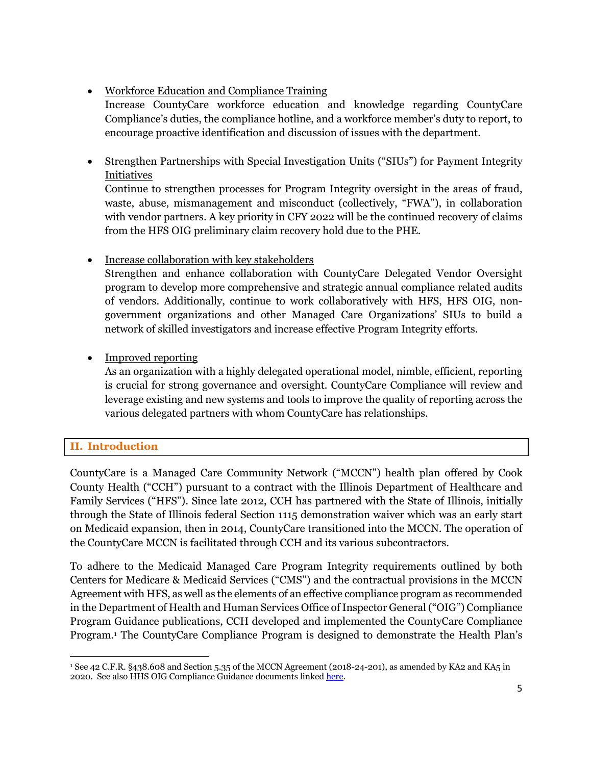- Workforce Education and Compliance Training
  Increase CountyCare workforce education and knowledge regarding CountyCare Compliance's duties, the compliance hotline, and a workforce member's duty to report, to encourage proactive identification and discussion of issues with the department.

- Strengthen Partnerships with Special Investigation Units ("SIUs") for Payment Integrity Initiatives
  Continue to strengthen processes for Program Integrity oversight in the areas of fraud, waste, abuse, mismanagement and misconduct (collectively, "FWA"), in collaboration with vendor partners. A key priority in CFY 2022 will be the continued recovery of claims from the HFS OIG preliminary claim recovery hold due to the PHE.

- Increase collaboration with key stakeholders
  Strengthen and enhance collaboration with CountyCare Delegated Vendor Oversight program to develop more comprehensive and strategic annual compliance related audits of vendors. Additionally, continue to work collaboratively with HFS, HFS OIG, non-government organizations and other Managed Care Organizations' SIUs to build a network of skilled investigators and increase effective Program Integrity efforts.

- Improved reporting
  As an organization with a highly delegated operational model, nimble, efficient, reporting is crucial for strong governance and oversight. CountyCare Compliance will review and leverage existing and new systems and tools to improve the quality of reporting across the various delegated partners with whom CountyCare has relationships.

## II. Introduction

CountyCare is a Managed Care Community Network ("MCCN") health plan offered by Cook County Health ("CCH") pursuant to a contract with the Illinois Department of Healthcare and Family Services ("HFS"). Since late 2012, CCH has partnered with the State of Illinois, initially through the State of Illinois federal Section 1115 demonstration waiver which was an early start on Medicaid expansion, then in 2014, CountyCare transitioned into the MCCN. The operation of the CountyCare MCCN is facilitated through CCH and its various subcontractors.

To adhere to the Medicaid Managed Care Program Integrity requirements outlined by both Centers for Medicare & Medicaid Services ("CMS") and the contractual provisions in the MCCN Agreement with HFS, as well as the elements of an effective compliance program as recommended in the Department of Health and Human Services Office of Inspector General ("OIG") Compliance Program Guidance publications, CCH developed and implemented the CountyCare Compliance Program.[1] The CountyCare Compliance Program is designed to demonstrate the Health Plan's

[1] See 42 C.F.R. §438.608 and Section 5.35 of the MCCN Agreement (2018-24-201), as amended by KA2 and KA5 in 2020. See also HHS OIG Compliance Guidance documents linked here.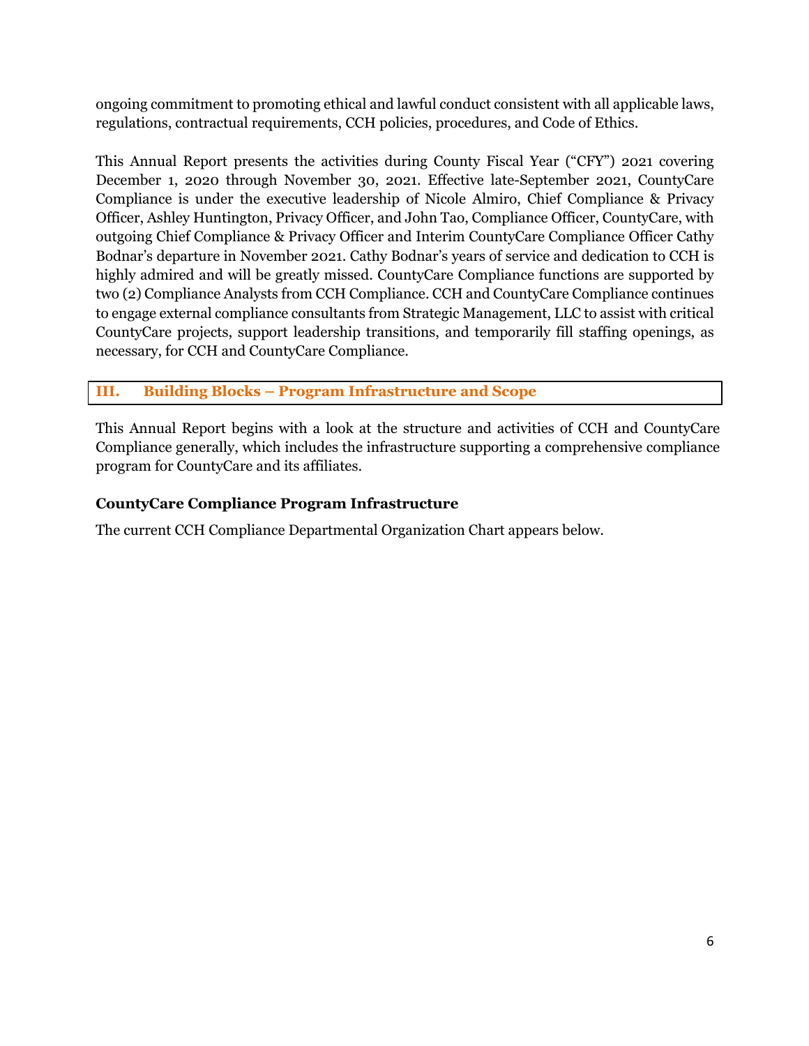ongoing commitment to promoting ethical and lawful conduct consistent with all applicable laws, regulations, contractual requirements, CCH policies, procedures, and Code of Ethics.

This Annual Report presents the activities during County Fiscal Year ("CFY") 2021 covering December 1, 2020 through November 30, 2021. Effective late-September 2021, CountyCare Compliance is under the executive leadership of Nicole Almiro, Chief Compliance & Privacy Officer, Ashley Huntington, Privacy Officer, and John Tao, Compliance Officer, CountyCare, with outgoing Chief Compliance & Privacy Officer and Interim CountyCare Compliance Officer Cathy Bodnar's departure in November 2021. Cathy Bodnar's years of service and dedication to CCH is highly admired and will be greatly missed. CountyCare Compliance functions are supported by two (2) Compliance Analysts from CCH Compliance. CCH and CountyCare Compliance continues to engage external compliance consultants from Strategic Management, LLC to assist with critical CountyCare projects, support leadership transitions, and temporarily fill staffing openings, as necessary, for CCH and CountyCare Compliance.

## III. Building Blocks – Program Infrastructure and Scope

This Annual Report begins with a look at the structure and activities of CCH and CountyCare Compliance generally, which includes the infrastructure supporting a comprehensive compliance program for CountyCare and its affiliates.

### CountyCare Compliance Program Infrastructure

The current CCH Compliance Departmental Organization Chart appears below.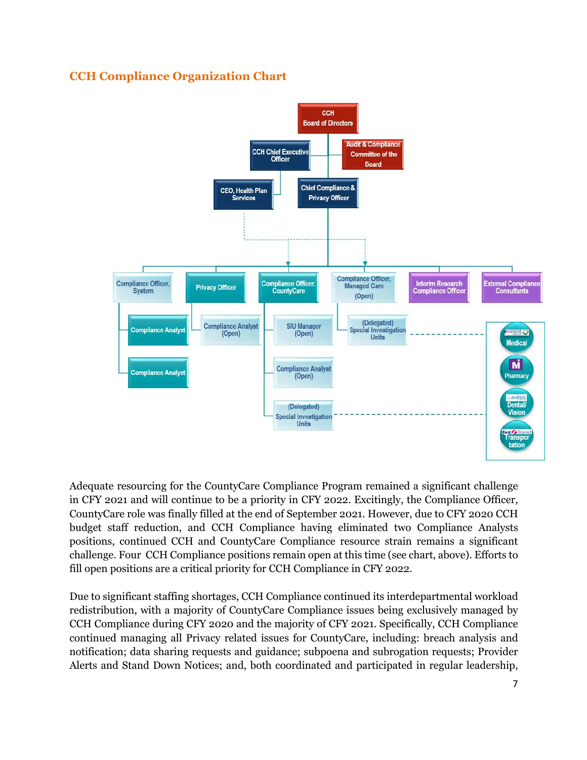## CCH Compliance Organization Chart

Adequate resourcing for the CountyCare Compliance Program remained a significant challenge in CFY 2021 and will continue to be a priority in CFY 2022. Excitingly, the Compliance Officer, CountyCare role was finally filled at the end of September 2021. However, due to CFY 2020 CCH budget staff reduction, and CCH Compliance having eliminated two Compliance Analysts positions, continued CCH and CountyCare Compliance resource strain remains a significant challenge. Four CCH Compliance positions remain open at this time (see chart, above). Efforts to fill open positions are a critical priority for CCH Compliance in CFY 2022.

Due to significant staffing shortages, CCH Compliance continued its interdepartmental workload redistribution, with a majority of CountyCare Compliance issues being exclusively managed by CCH Compliance during CFY 2020 and the majority of CFY 2021. Specifically, CCH Compliance continued managing all Privacy related issues for CountyCare, including: breach analysis and notification; data sharing requests and guidance; subpoena and subrogation requests; Provider Alerts and Stand Down Notices; and, both coordinated and participated in regular leadership,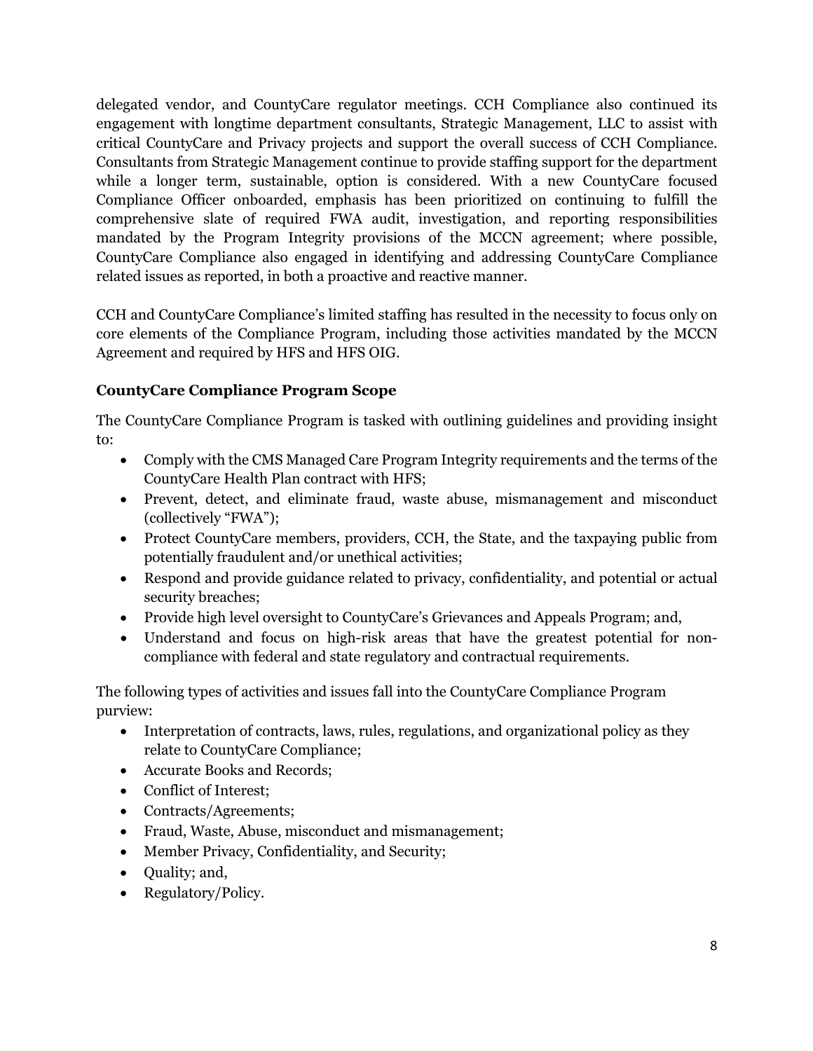delegated vendor, and CountyCare regulator meetings. CCH Compliance also continued its engagement with longtime department consultants, Strategic Management, LLC to assist with critical CountyCare and Privacy projects and support the overall success of CCH Compliance. Consultants from Strategic Management continue to provide staffing support for the department while a longer term, sustainable, option is considered. With a new CountyCare focused Compliance Officer onboarded, emphasis has been prioritized on continuing to fulfill the comprehensive slate of required FWA audit, investigation, and reporting responsibilities mandated by the Program Integrity provisions of the MCCN agreement; where possible, CountyCare Compliance also engaged in identifying and addressing CountyCare Compliance related issues as reported, in both a proactive and reactive manner.

CCH and CountyCare Compliance's limited staffing has resulted in the necessity to focus only on core elements of the Compliance Program, including those activities mandated by the MCCN Agreement and required by HFS and HFS OIG.

**CountyCare Compliance Program Scope**

The CountyCare Compliance Program is tasked with outlining guidelines and providing insight to:

- Comply with the CMS Managed Care Program Integrity requirements and the terms of the CountyCare Health Plan contract with HFS;
- Prevent, detect, and eliminate fraud, waste abuse, mismanagement and misconduct (collectively "FWA");
- Protect CountyCare members, providers, CCH, the State, and the taxpaying public from potentially fraudulent and/or unethical activities;
- Respond and provide guidance related to privacy, confidentiality, and potential or actual security breaches;
- Provide high level oversight to CountyCare's Grievances and Appeals Program; and,
- Understand and focus on high-risk areas that have the greatest potential for non-compliance with federal and state regulatory and contractual requirements.

The following types of activities and issues fall into the CountyCare Compliance Program purview:

- Interpretation of contracts, laws, rules, regulations, and organizational policy as they relate to CountyCare Compliance;
- Accurate Books and Records;
- Conflict of Interest;
- Contracts/Agreements;
- Fraud, Waste, Abuse, misconduct and mismanagement;
- Member Privacy, Confidentiality, and Security;
- Quality; and,
- Regulatory/Policy.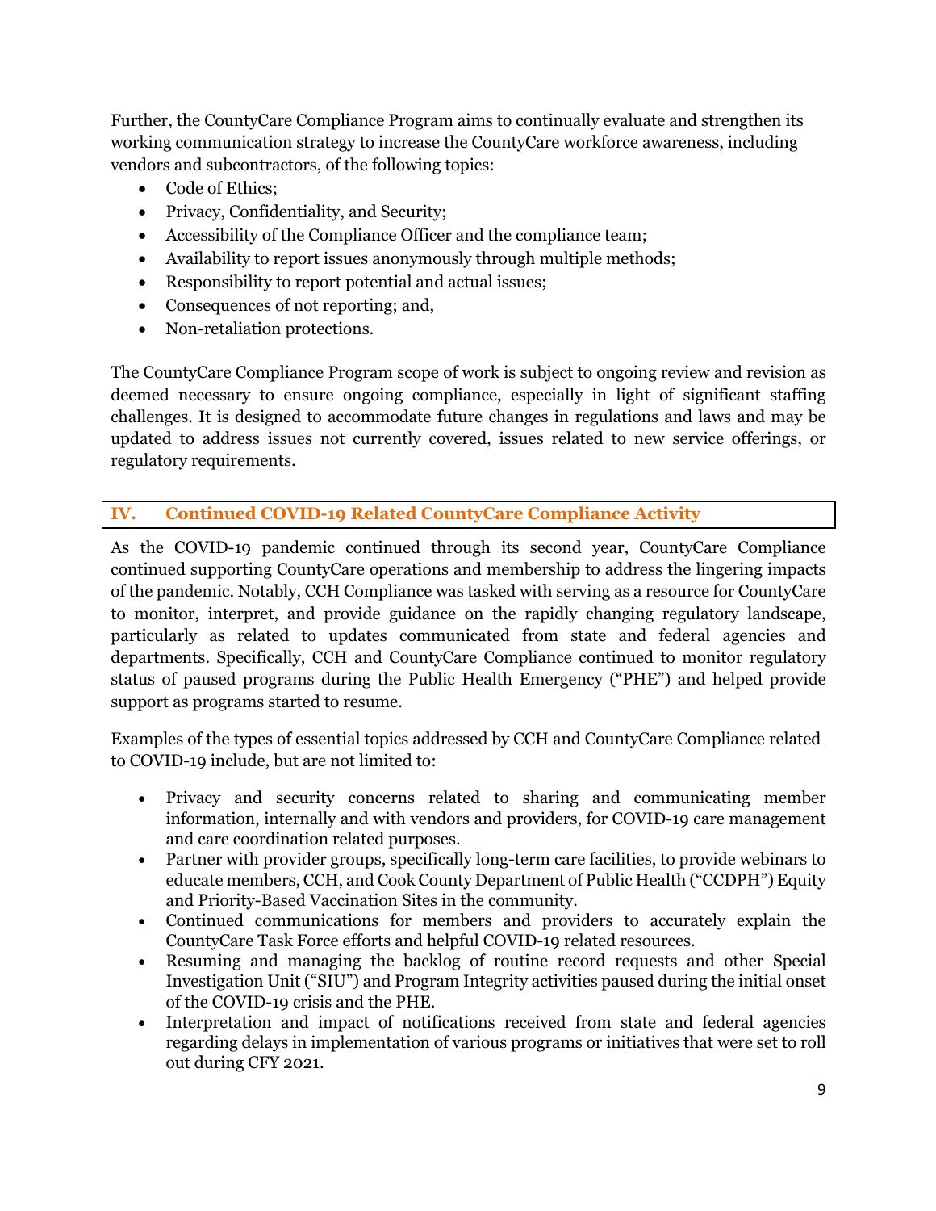Further, the CountyCare Compliance Program aims to continually evaluate and strengthen its working communication strategy to increase the CountyCare workforce awareness, including vendors and subcontractors, of the following topics:

- Code of Ethics;
- Privacy, Confidentiality, and Security;
- Accessibility of the Compliance Officer and the compliance team;
- Availability to report issues anonymously through multiple methods;
- Responsibility to report potential and actual issues;
- Consequences of not reporting; and,
- Non-retaliation protections.

The CountyCare Compliance Program scope of work is subject to ongoing review and revision as deemed necessary to ensure ongoing compliance, especially in light of significant staffing challenges. It is designed to accommodate future changes in regulations and laws and may be updated to address issues not currently covered, issues related to new service offerings, or regulatory requirements.

## IV. Continued COVID-19 Related CountyCare Compliance Activity

As the COVID-19 pandemic continued through its second year, CountyCare Compliance continued supporting CountyCare operations and membership to address the lingering impacts of the pandemic. Notably, CCH Compliance was tasked with serving as a resource for CountyCare to monitor, interpret, and provide guidance on the rapidly changing regulatory landscape, particularly as related to updates communicated from state and federal agencies and departments. Specifically, CCH and CountyCare Compliance continued to monitor regulatory status of paused programs during the Public Health Emergency ("PHE") and helped provide support as programs started to resume.

Examples of the types of essential topics addressed by CCH and CountyCare Compliance related to COVID-19 include, but are not limited to:

- Privacy and security concerns related to sharing and communicating member information, internally and with vendors and providers, for COVID-19 care management and care coordination related purposes.
- Partner with provider groups, specifically long-term care facilities, to provide webinars to educate members, CCH, and Cook County Department of Public Health ("CCDPH") Equity and Priority-Based Vaccination Sites in the community.
- Continued communications for members and providers to accurately explain the CountyCare Task Force efforts and helpful COVID-19 related resources.
- Resuming and managing the backlog of routine record requests and other Special Investigation Unit ("SIU") and Program Integrity activities paused during the initial onset of the COVID-19 crisis and the PHE.
- Interpretation and impact of notifications received from state and federal agencies regarding delays in implementation of various programs or initiatives that were set to roll out during CFY 2021.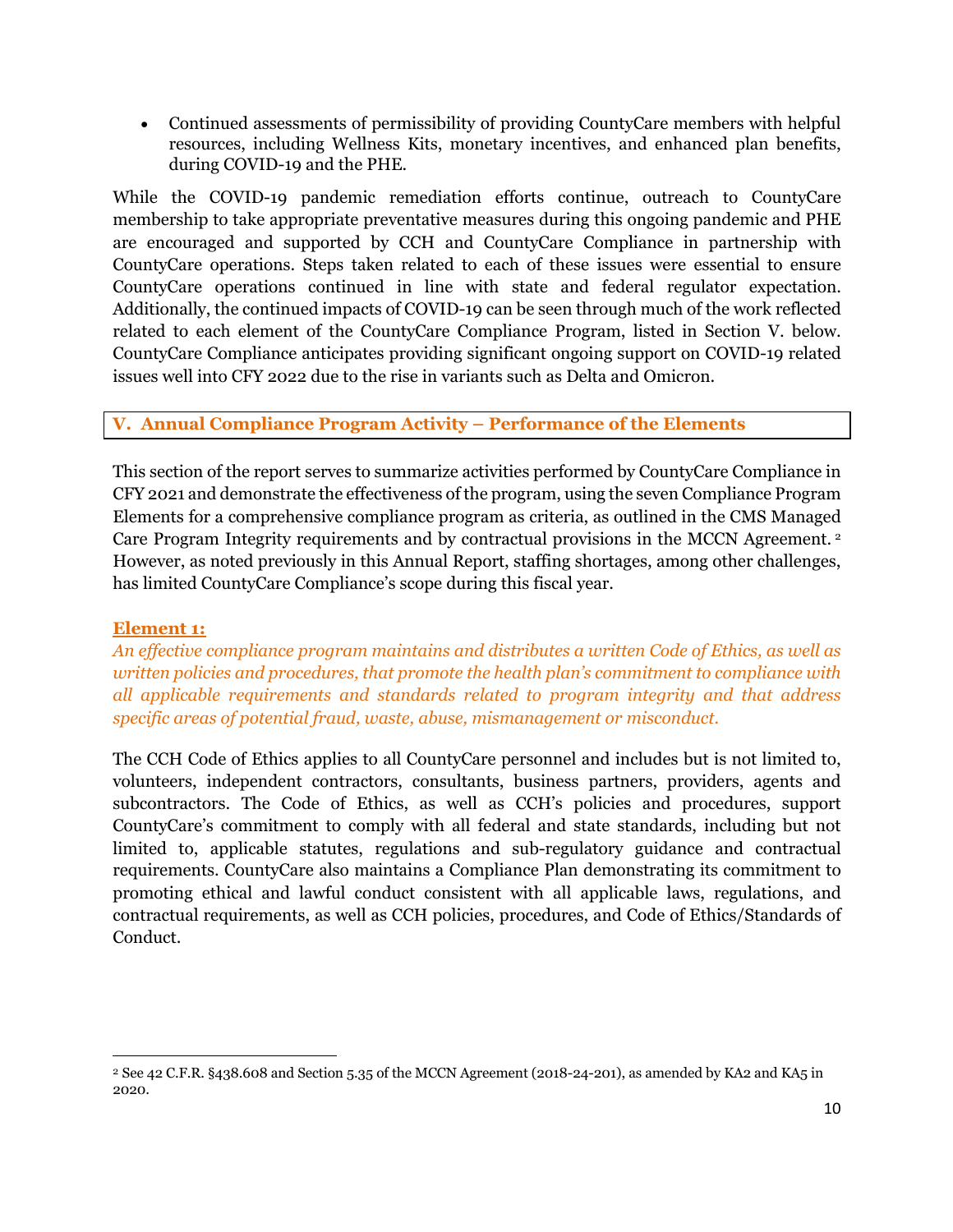- Continued assessments of permissibility of providing CountyCare members with helpful resources, including Wellness Kits, monetary incentives, and enhanced plan benefits, during COVID-19 and the PHE.

While the COVID-19 pandemic remediation efforts continue, outreach to CountyCare membership to take appropriate preventative measures during this ongoing pandemic and PHE are encouraged and supported by CCH and CountyCare Compliance in partnership with CountyCare operations. Steps taken related to each of these issues were essential to ensure CountyCare operations continued in line with state and federal regulator expectation. Additionally, the continued impacts of COVID-19 can be seen through much of the work reflected related to each element of the CountyCare Compliance Program, listed in Section V. below. CountyCare Compliance anticipates providing significant ongoing support on COVID-19 related issues well into CFY 2022 due to the rise in variants such as Delta and Omicron.

## V. Annual Compliance Program Activity – Performance of the Elements

This section of the report serves to summarize activities performed by CountyCare Compliance in CFY 2021 and demonstrate the effectiveness of the program, using the seven Compliance Program Elements for a comprehensive compliance program as criteria, as outlined in the CMS Managed Care Program Integrity requirements and by contractual provisions in the MCCN Agreement.[2] However, as noted previously in this Annual Report, staffing shortages, among other challenges, has limited CountyCare Compliance's scope during this fiscal year.

### Element 1:

*An effective compliance program maintains and distributes a written Code of Ethics, as well as written policies and procedures, that promote the health plan's commitment to compliance with all applicable requirements and standards related to program integrity and that address specific areas of potential fraud, waste, abuse, mismanagement or misconduct.*

The CCH Code of Ethics applies to all CountyCare personnel and includes but is not limited to, volunteers, independent contractors, consultants, business partners, providers, agents and subcontractors. The Code of Ethics, as well as CCH's policies and procedures, support CountyCare's commitment to comply with all federal and state standards, including but not limited to, applicable statutes, regulations and sub-regulatory guidance and contractual requirements. CountyCare also maintains a Compliance Plan demonstrating its commitment to promoting ethical and lawful conduct consistent with all applicable laws, regulations, and contractual requirements, as well as CCH policies, procedures, and Code of Ethics/Standards of Conduct.

---

[2] See 42 C.F.R. §438.608 and Section 5.35 of the MCCN Agreement (2018-24-201), as amended by KA2 and KA5 in 2020.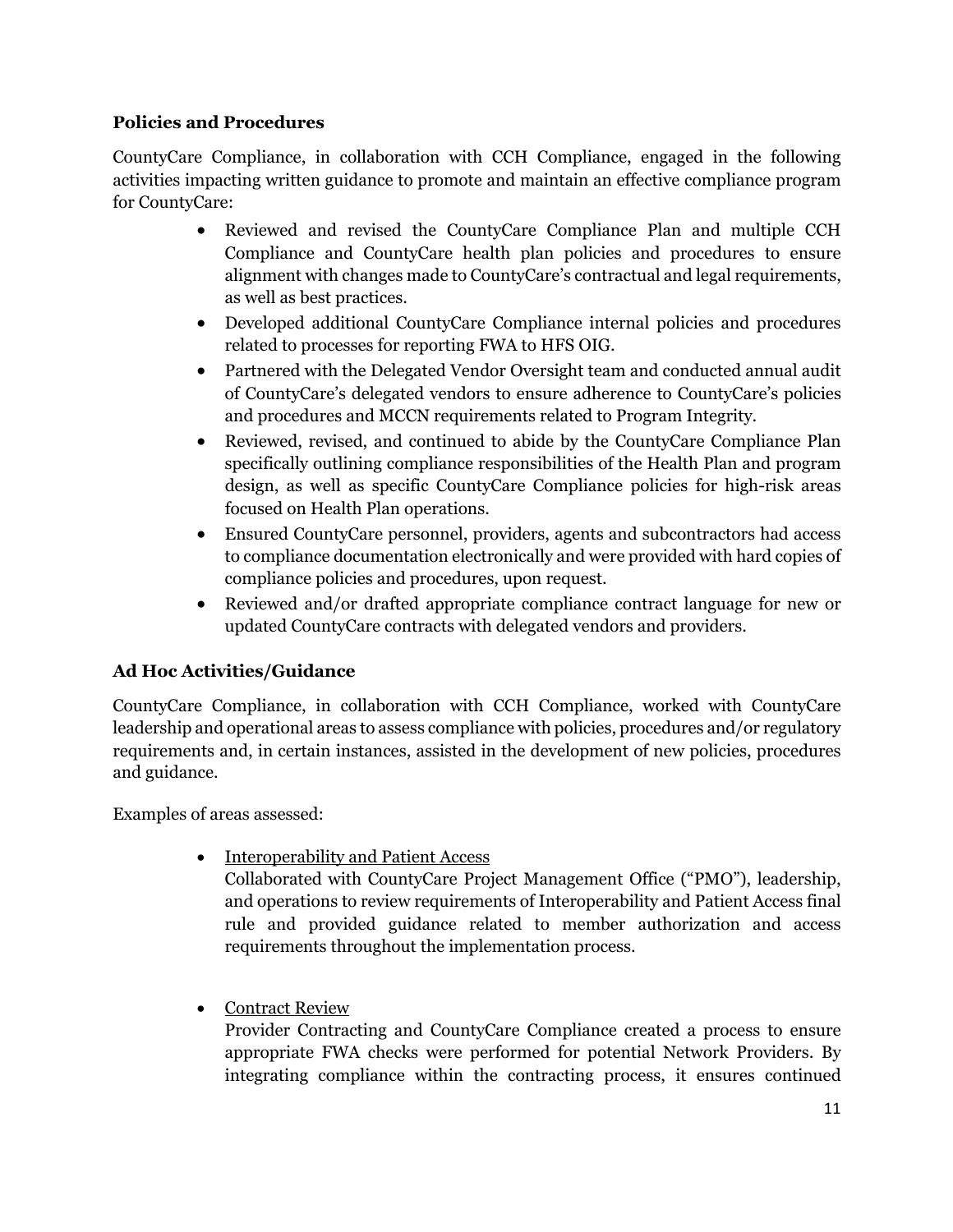### Policies and Procedures

CountyCare Compliance, in collaboration with CCH Compliance, engaged in the following activities impacting written guidance to promote and maintain an effective compliance program for CountyCare:

- Reviewed and revised the CountyCare Compliance Plan and multiple CCH Compliance and CountyCare health plan policies and procedures to ensure alignment with changes made to CountyCare's contractual and legal requirements, as well as best practices.
- Developed additional CountyCare Compliance internal policies and procedures related to processes for reporting FWA to HFS OIG.
- Partnered with the Delegated Vendor Oversight team and conducted annual audit of CountyCare's delegated vendors to ensure adherence to CountyCare's policies and procedures and MCCN requirements related to Program Integrity.
- Reviewed, revised, and continued to abide by the CountyCare Compliance Plan specifically outlining compliance responsibilities of the Health Plan and program design, as well as specific CountyCare Compliance policies for high-risk areas focused on Health Plan operations.
- Ensured CountyCare personnel, providers, agents and subcontractors had access to compliance documentation electronically and were provided with hard copies of compliance policies and procedures, upon request.
- Reviewed and/or drafted appropriate compliance contract language for new or updated CountyCare contracts with delegated vendors and providers.

### Ad Hoc Activities/Guidance

CountyCare Compliance, in collaboration with CCH Compliance, worked with CountyCare leadership and operational areas to assess compliance with policies, procedures and/or regulatory requirements and, in certain instances, assisted in the development of new policies, procedures and guidance.

Examples of areas assessed:

- <u>Interoperability and Patient Access</u>
  Collaborated with CountyCare Project Management Office ("PMO"), leadership, and operations to review requirements of Interoperability and Patient Access final rule and provided guidance related to member authorization and access requirements throughout the implementation process.

- <u>Contract Review</u>
  Provider Contracting and CountyCare Compliance created a process to ensure appropriate FWA checks were performed for potential Network Providers. By integrating compliance within the contracting process, it ensures continued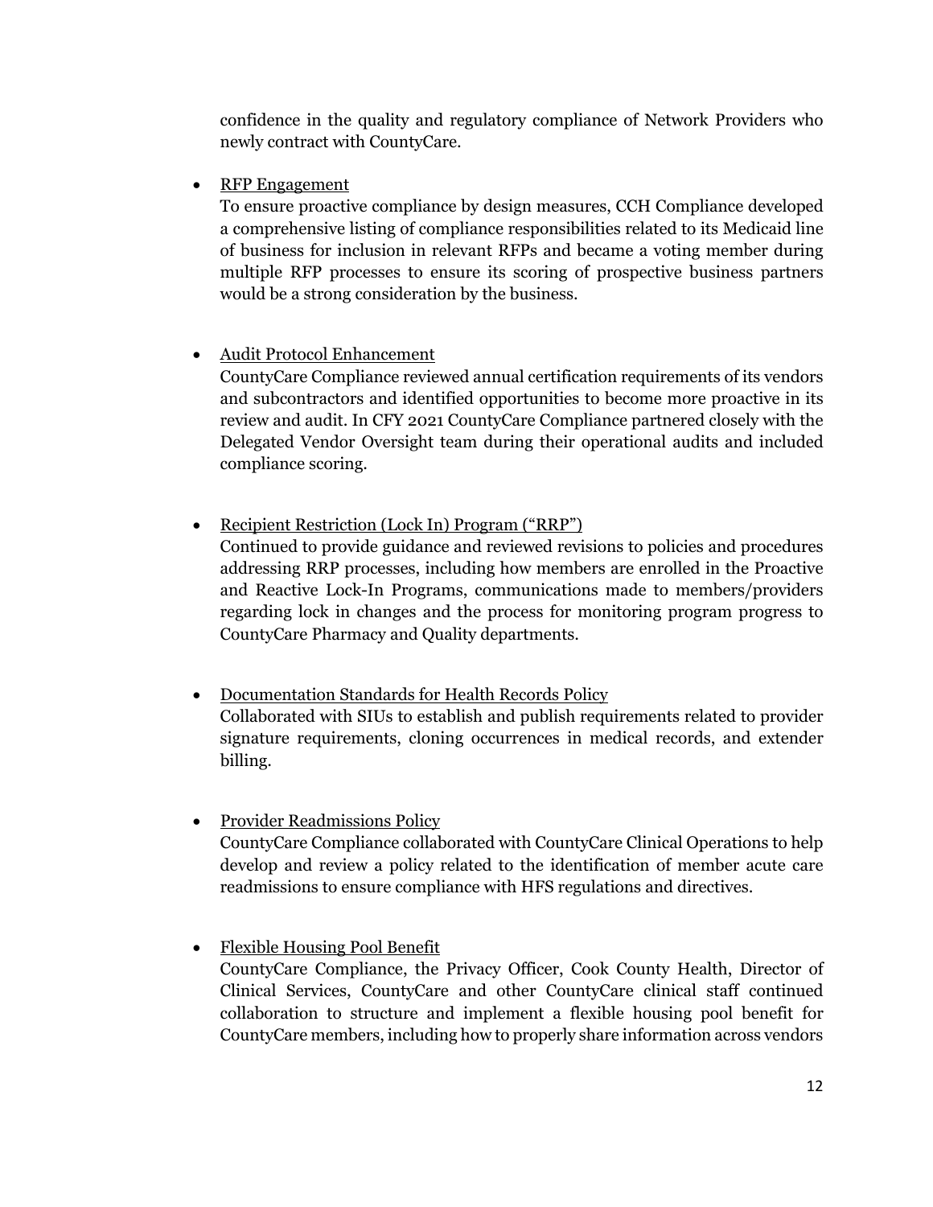confidence in the quality and regulatory compliance of Network Providers who newly contract with CountyCare.

- <u>RFP Engagement</u>
  To ensure proactive compliance by design measures, CCH Compliance developed a comprehensive listing of compliance responsibilities related to its Medicaid line of business for inclusion in relevant RFPs and became a voting member during multiple RFP processes to ensure its scoring of prospective business partners would be a strong consideration by the business.

- <u>Audit Protocol Enhancement</u>
  CountyCare Compliance reviewed annual certification requirements of its vendors and subcontractors and identified opportunities to become more proactive in its review and audit. In CFY 2021 CountyCare Compliance partnered closely with the Delegated Vendor Oversight team during their operational audits and included compliance scoring.

- <u>Recipient Restriction (Lock In) Program ("RRP")</u>
  Continued to provide guidance and reviewed revisions to policies and procedures addressing RRP processes, including how members are enrolled in the Proactive and Reactive Lock-In Programs, communications made to members/providers regarding lock in changes and the process for monitoring program progress to CountyCare Pharmacy and Quality departments.

- <u>Documentation Standards for Health Records Policy</u>
  Collaborated with SIUs to establish and publish requirements related to provider signature requirements, cloning occurrences in medical records, and extender billing.

- <u>Provider Readmissions Policy</u>
  CountyCare Compliance collaborated with CountyCare Clinical Operations to help develop and review a policy related to the identification of member acute care readmissions to ensure compliance with HFS regulations and directives.

- <u>Flexible Housing Pool Benefit</u>
  CountyCare Compliance, the Privacy Officer, Cook County Health, Director of Clinical Services, CountyCare and other CountyCare clinical staff continued collaboration to structure and implement a flexible housing pool benefit for CountyCare members, including how to properly share information across vendors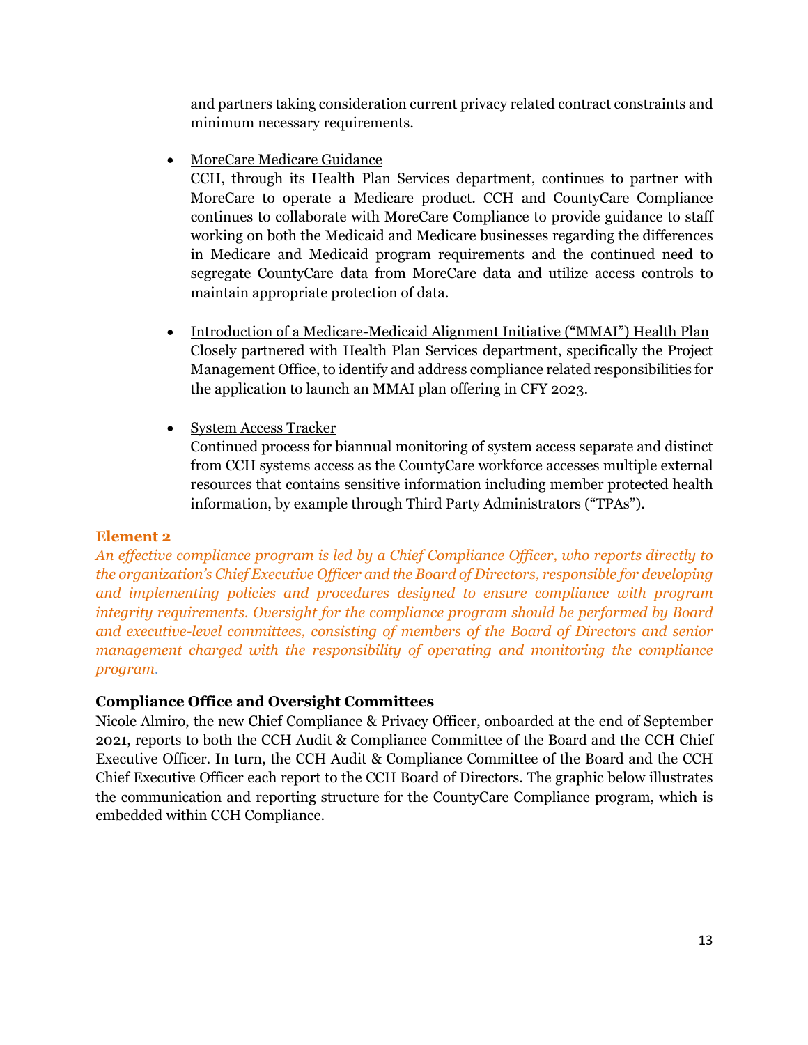and partners taking consideration current privacy related contract constraints and minimum necessary requirements.

- <u>MoreCare Medicare Guidance</u>
  CCH, through its Health Plan Services department, continues to partner with MoreCare to operate a Medicare product. CCH and CountyCare Compliance continues to collaborate with MoreCare Compliance to provide guidance to staff working on both the Medicaid and Medicare businesses regarding the differences in Medicare and Medicaid program requirements and the continued need to segregate CountyCare data from MoreCare data and utilize access controls to maintain appropriate protection of data.

- <u>Introduction of a Medicare-Medicaid Alignment Initiative ("MMAI") Health Plan</u>
  Closely partnered with Health Plan Services department, specifically the Project Management Office, to identify and address compliance related responsibilities for the application to launch an MMAI plan offering in CFY 2023.

- <u>System Access Tracker</u>
  Continued process for biannual monitoring of system access separate and distinct from CCH systems access as the CountyCare workforce accesses multiple external resources that contains sensitive information including member protected health information, by example through Third Party Administrators ("TPAs").

**<u>Element 2</u>**

*An effective compliance program is led by a Chief Compliance Officer, who reports directly to the organization's Chief Executive Officer and the Board of Directors, responsible for developing and implementing policies and procedures designed to ensure compliance with program integrity requirements. Oversight for the compliance program should be performed by Board and executive-level committees, consisting of members of the Board of Directors and senior management charged with the responsibility of operating and monitoring the compliance program.*

**Compliance Office and Oversight Committees**

Nicole Almiro, the new Chief Compliance & Privacy Officer, onboarded at the end of September 2021, reports to both the CCH Audit & Compliance Committee of the Board and the CCH Chief Executive Officer. In turn, the CCH Audit & Compliance Committee of the Board and the CCH Chief Executive Officer each report to the CCH Board of Directors. The graphic below illustrates the communication and reporting structure for the CountyCare Compliance program, which is embedded within CCH Compliance.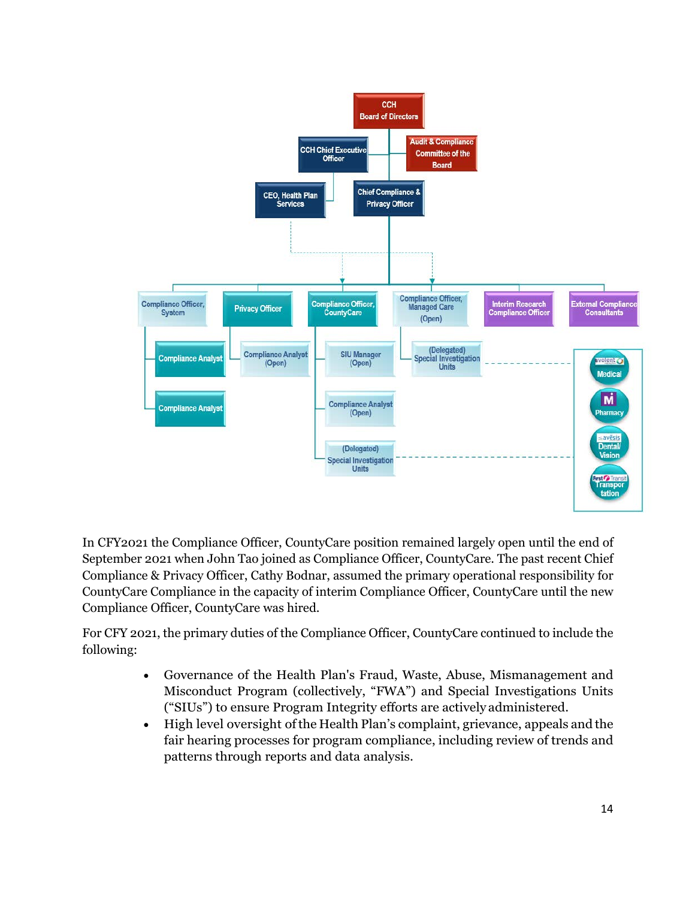- CCH Board of Directors
  - CCH Chief Executive Officer
    - CEO, Health Plan Services
  - Audit & Compliance Committee of the Board
  - Chief Compliance & Privacy Officer
    - Compliance Officer, System
      - Compliance Analyst
      - Compliance Analyst
    - Privacy Officer
      - Compliance Analyst (Open)
    - Compliance Officer, CountyCare
      - SIU Manager (Open)
      - Compliance Analyst (Open)
      - (Delegated) Special Investigation Units
    - Compliance Officer, Managed Care (Open)
      - (Delegated) Special Investigation Units
    - Interim Research Compliance Officer
    - External Compliance Consultants

Delegated vendors: Evolent – Medical; MI – Pharmacy; avēsis – Dental/ Vision; First Transit – Transportation

In CFY2021 the Compliance Officer, CountyCare position remained largely open until the end of September 2021 when John Tao joined as Compliance Officer, CountyCare. The past recent Chief Compliance & Privacy Officer, Cathy Bodnar, assumed the primary operational responsibility for CountyCare Compliance in the capacity of interim Compliance Officer, CountyCare until the new Compliance Officer, CountyCare was hired.

For CFY 2021, the primary duties of the Compliance Officer, CountyCare continued to include the following:

- Governance of the Health Plan's Fraud, Waste, Abuse, Mismanagement and Misconduct Program (collectively, "FWA") and Special Investigations Units ("SIUs") to ensure Program Integrity efforts are actively administered.
- High level oversight of the Health Plan's complaint, grievance, appeals and the fair hearing processes for program compliance, including review of trends and patterns through reports and data analysis.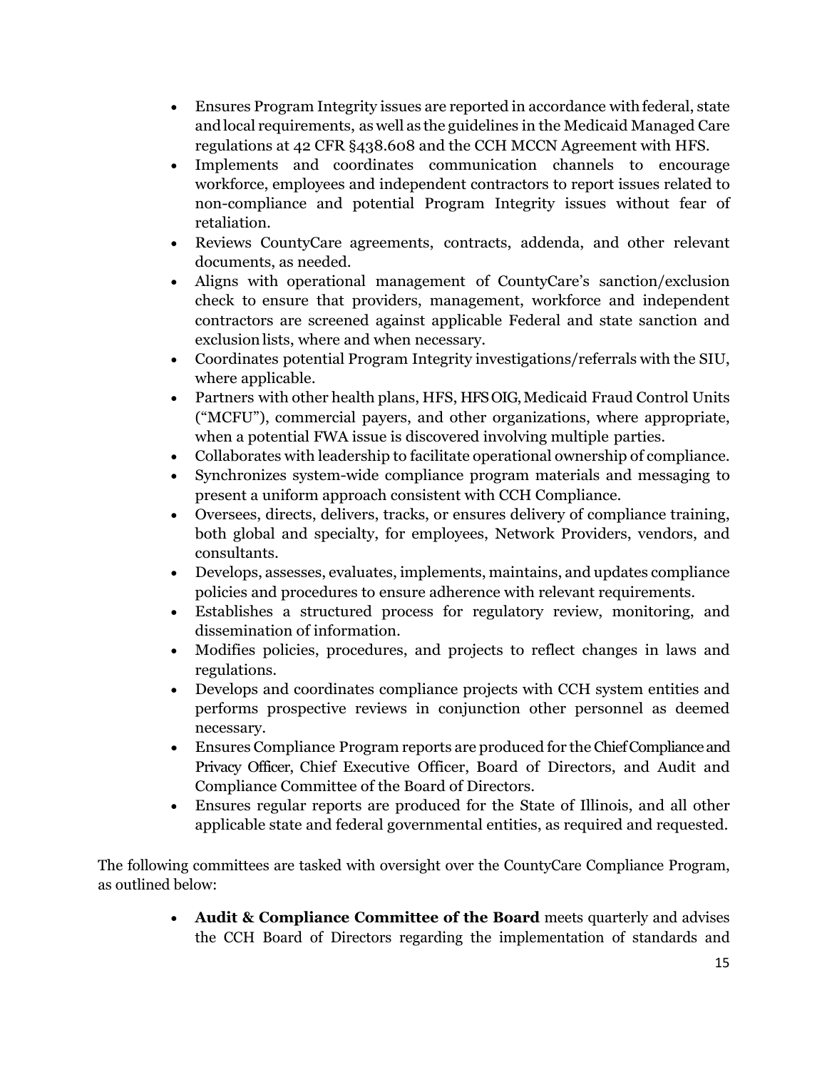- Ensures Program Integrity issues are reported in accordance with federal, state and local requirements, as well as the guidelines in the Medicaid Managed Care regulations at 42 CFR §438.608 and the CCH MCCN Agreement with HFS.
- Implements and coordinates communication channels to encourage workforce, employees and independent contractors to report issues related to non-compliance and potential Program Integrity issues without fear of retaliation.
- Reviews CountyCare agreements, contracts, addenda, and other relevant documents, as needed.
- Aligns with operational management of CountyCare's sanction/exclusion check to ensure that providers, management, workforce and independent contractors are screened against applicable Federal and state sanction and exclusion lists, where and when necessary.
- Coordinates potential Program Integrity investigations/referrals with the SIU, where applicable.
- Partners with other health plans, HFS, HFS OIG, Medicaid Fraud Control Units ("MCFU"), commercial payers, and other organizations, where appropriate, when a potential FWA issue is discovered involving multiple parties.
- Collaborates with leadership to facilitate operational ownership of compliance.
- Synchronizes system-wide compliance program materials and messaging to present a uniform approach consistent with CCH Compliance.
- Oversees, directs, delivers, tracks, or ensures delivery of compliance training, both global and specialty, for employees, Network Providers, vendors, and consultants.
- Develops, assesses, evaluates, implements, maintains, and updates compliance policies and procedures to ensure adherence with relevant requirements.
- Establishes a structured process for regulatory review, monitoring, and dissemination of information.
- Modifies policies, procedures, and projects to reflect changes in laws and regulations.
- Develops and coordinates compliance projects with CCH system entities and performs prospective reviews in conjunction other personnel as deemed necessary.
- Ensures Compliance Program reports are produced for the Chief Compliance and Privacy Officer, Chief Executive Officer, Board of Directors, and Audit and Compliance Committee of the Board of Directors.
- Ensures regular reports are produced for the State of Illinois, and all other applicable state and federal governmental entities, as required and requested.

The following committees are tasked with oversight over the CountyCare Compliance Program, as outlined below:

- **Audit & Compliance Committee of the Board** meets quarterly and advises the CCH Board of Directors regarding the implementation of standards and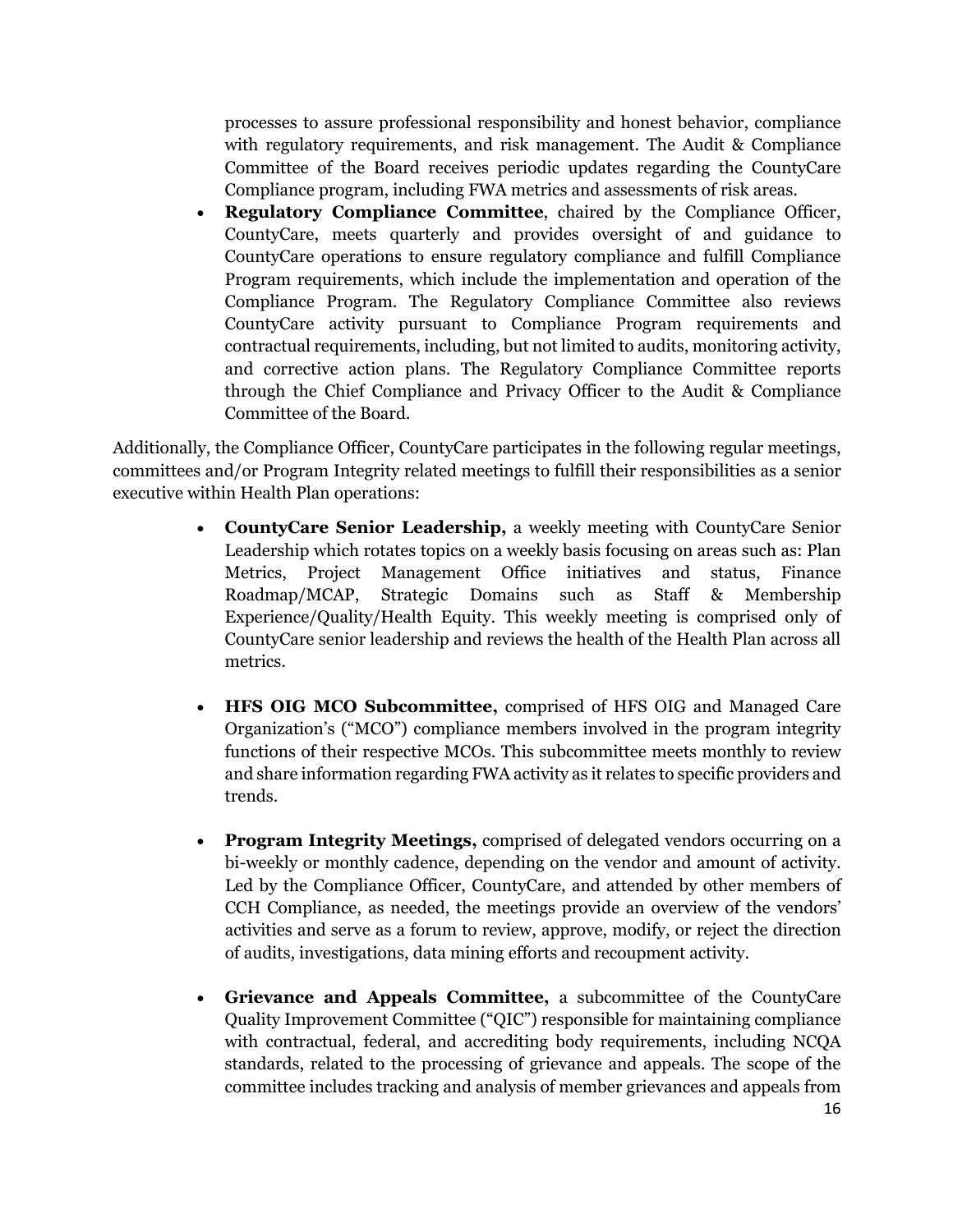processes to assure professional responsibility and honest behavior, compliance with regulatory requirements, and risk management. The Audit & Compliance Committee of the Board receives periodic updates regarding the CountyCare Compliance program, including FWA metrics and assessments of risk areas.

- **Regulatory Compliance Committee**, chaired by the Compliance Officer, CountyCare, meets quarterly and provides oversight of and guidance to CountyCare operations to ensure regulatory compliance and fulfill Compliance Program requirements, which include the implementation and operation of the Compliance Program. The Regulatory Compliance Committee also reviews CountyCare activity pursuant to Compliance Program requirements and contractual requirements, including, but not limited to audits, monitoring activity, and corrective action plans. The Regulatory Compliance Committee reports through the Chief Compliance and Privacy Officer to the Audit & Compliance Committee of the Board.

Additionally, the Compliance Officer, CountyCare participates in the following regular meetings, committees and/or Program Integrity related meetings to fulfill their responsibilities as a senior executive within Health Plan operations:

- **CountyCare Senior Leadership,** a weekly meeting with CountyCare Senior Leadership which rotates topics on a weekly basis focusing on areas such as: Plan Metrics, Project Management Office initiatives and status, Finance Roadmap/MCAP, Strategic Domains such as Staff & Membership Experience/Quality/Health Equity. This weekly meeting is comprised only of CountyCare senior leadership and reviews the health of the Health Plan across all metrics.

- **HFS OIG MCO Subcommittee,** comprised of HFS OIG and Managed Care Organization's ("MCO") compliance members involved in the program integrity functions of their respective MCOs. This subcommittee meets monthly to review and share information regarding FWA activity as it relates to specific providers and trends.

- **Program Integrity Meetings,** comprised of delegated vendors occurring on a bi-weekly or monthly cadence, depending on the vendor and amount of activity. Led by the Compliance Officer, CountyCare, and attended by other members of CCH Compliance, as needed, the meetings provide an overview of the vendors' activities and serve as a forum to review, approve, modify, or reject the direction of audits, investigations, data mining efforts and recoupment activity.

- **Grievance and Appeals Committee,** a subcommittee of the CountyCare Quality Improvement Committee ("QIC") responsible for maintaining compliance with contractual, federal, and accrediting body requirements, including NCQA standards, related to the processing of grievance and appeals. The scope of the committee includes tracking and analysis of member grievances and appeals from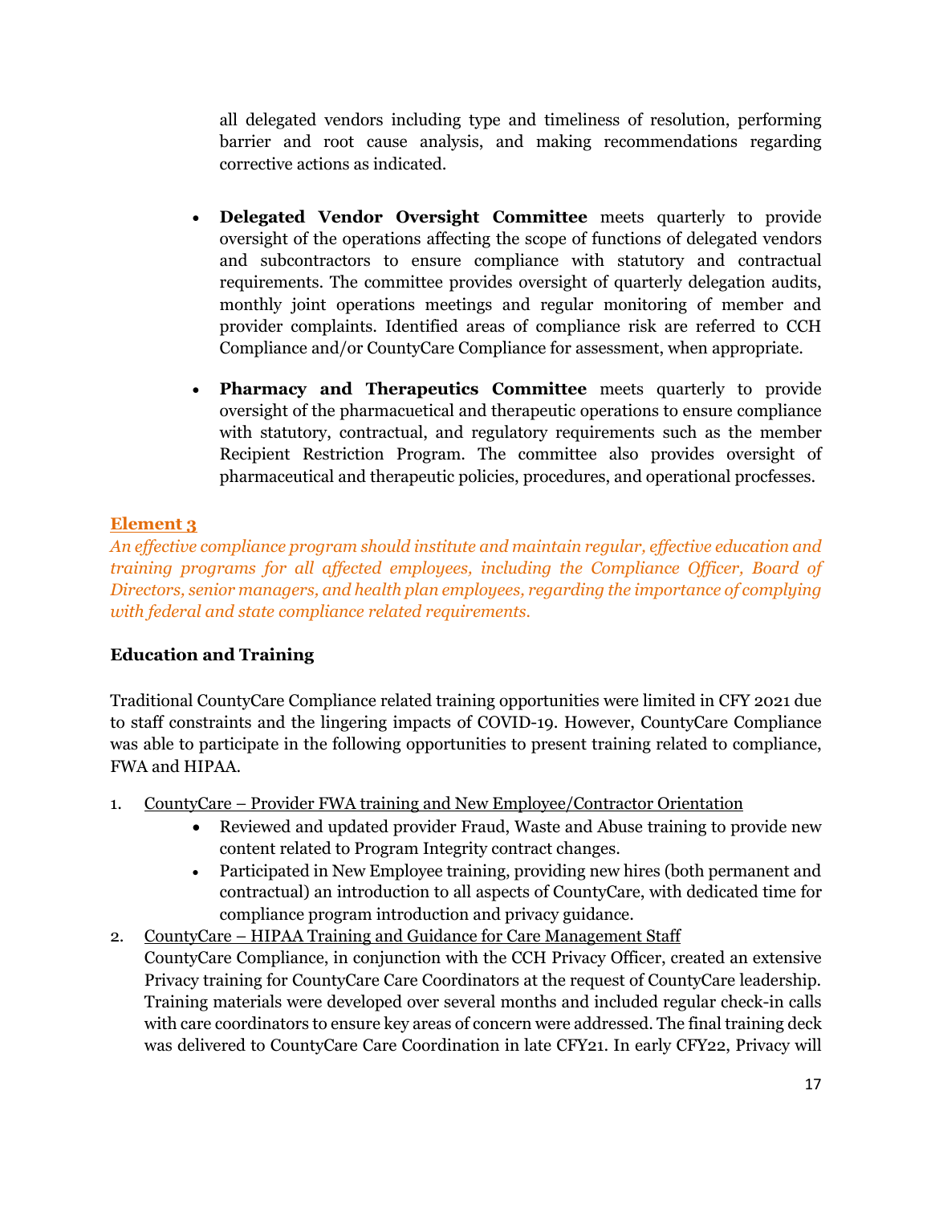all delegated vendors including type and timeliness of resolution, performing barrier and root cause analysis, and making recommendations regarding corrective actions as indicated.

- **Delegated Vendor Oversight Committee** meets quarterly to provide oversight of the operations affecting the scope of functions of delegated vendors and subcontractors to ensure compliance with statutory and contractual requirements. The committee provides oversight of quarterly delegation audits, monthly joint operations meetings and regular monitoring of member and provider complaints. Identified areas of compliance risk are referred to CCH Compliance and/or CountyCare Compliance for assessment, when appropriate.

- **Pharmacy and Therapeutics Committee** meets quarterly to provide oversight of the pharmacuetical and therapeutic operations to ensure compliance with statutory, contractual, and regulatory requirements such as the member Recipient Restriction Program. The committee also provides oversight of pharmaceutical and therapeutic policies, procedures, and operational procfesses.

## Element 3

*An effective compliance program should institute and maintain regular, effective education and training programs for all affected employees, including the Compliance Officer, Board of Directors, senior managers, and health plan employees, regarding the importance of complying with federal and state compliance related requirements.*

### Education and Training

Traditional CountyCare Compliance related training opportunities were limited in CFY 2021 due to staff constraints and the lingering impacts of COVID-19. However, CountyCare Compliance was able to participate in the following opportunities to present training related to compliance, FWA and HIPAA.

1. CountyCare – Provider FWA training and New Employee/Contractor Orientation
   - Reviewed and updated provider Fraud, Waste and Abuse training to provide new content related to Program Integrity contract changes.
   - Participated in New Employee training, providing new hires (both permanent and contractual) an introduction to all aspects of CountyCare, with dedicated time for compliance program introduction and privacy guidance.
2. CountyCare – HIPAA Training and Guidance for Care Management Staff
   CountyCare Compliance, in conjunction with the CCH Privacy Officer, created an extensive Privacy training for CountyCare Care Coordinators at the request of CountyCare leadership. Training materials were developed over several months and included regular check-in calls with care coordinators to ensure key areas of concern were addressed. The final training deck was delivered to CountyCare Care Coordination in late CFY21. In early CFY22, Privacy will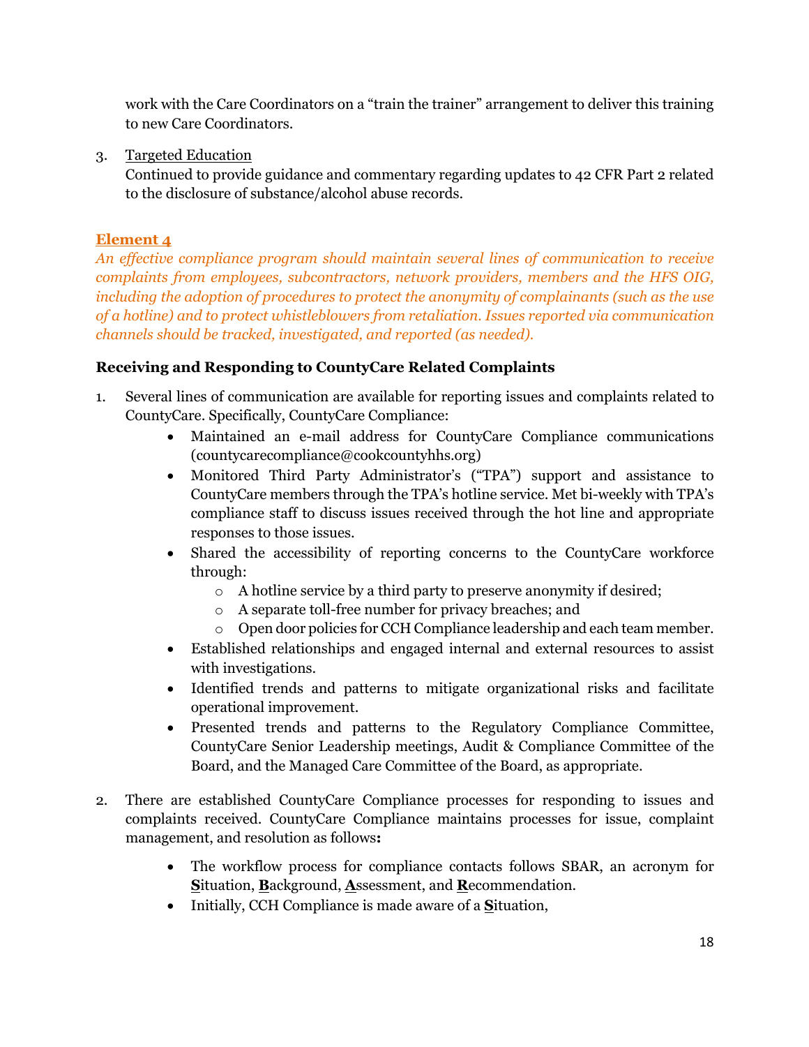work with the Care Coordinators on a "train the trainer" arrangement to deliver this training to new Care Coordinators.

3. Targeted Education
   Continued to provide guidance and commentary regarding updates to 42 CFR Part 2 related to the disclosure of substance/alcohol abuse records.

### Element 4

*An effective compliance program should maintain several lines of communication to receive complaints from employees, subcontractors, network providers, members and the HFS OIG, including the adoption of procedures to protect the anonymity of complainants (such as the use of a hotline) and to protect whistleblowers from retaliation. Issues reported via communication channels should be tracked, investigated, and reported (as needed).*

**Receiving and Responding to CountyCare Related Complaints**

1. Several lines of communication are available for reporting issues and complaints related to CountyCare. Specifically, CountyCare Compliance:
   - Maintained an e-mail address for CountyCare Compliance communications (countycarecompliance@cookcountyhhs.org)
   - Monitored Third Party Administrator's ("TPA") support and assistance to CountyCare members through the TPA's hotline service. Met bi-weekly with TPA's compliance staff to discuss issues received through the hot line and appropriate responses to those issues.
   - Shared the accessibility of reporting concerns to the CountyCare workforce through:
     - A hotline service by a third party to preserve anonymity if desired;
     - A separate toll-free number for privacy breaches; and
     - Open door policies for CCH Compliance leadership and each team member.
   - Established relationships and engaged internal and external resources to assist with investigations.
   - Identified trends and patterns to mitigate organizational risks and facilitate operational improvement.
   - Presented trends and patterns to the Regulatory Compliance Committee, CountyCare Senior Leadership meetings, Audit & Compliance Committee of the Board, and the Managed Care Committee of the Board, as appropriate.

2. There are established CountyCare Compliance processes for responding to issues and complaints received. CountyCare Compliance maintains processes for issue, complaint management, and resolution as follows**:**
   - The workflow process for compliance contacts follows SBAR, an acronym for **S**ituation, **B**ackground, **A**ssessment, and **R**ecommendation.
   - Initially, CCH Compliance is made aware of a **S**ituation,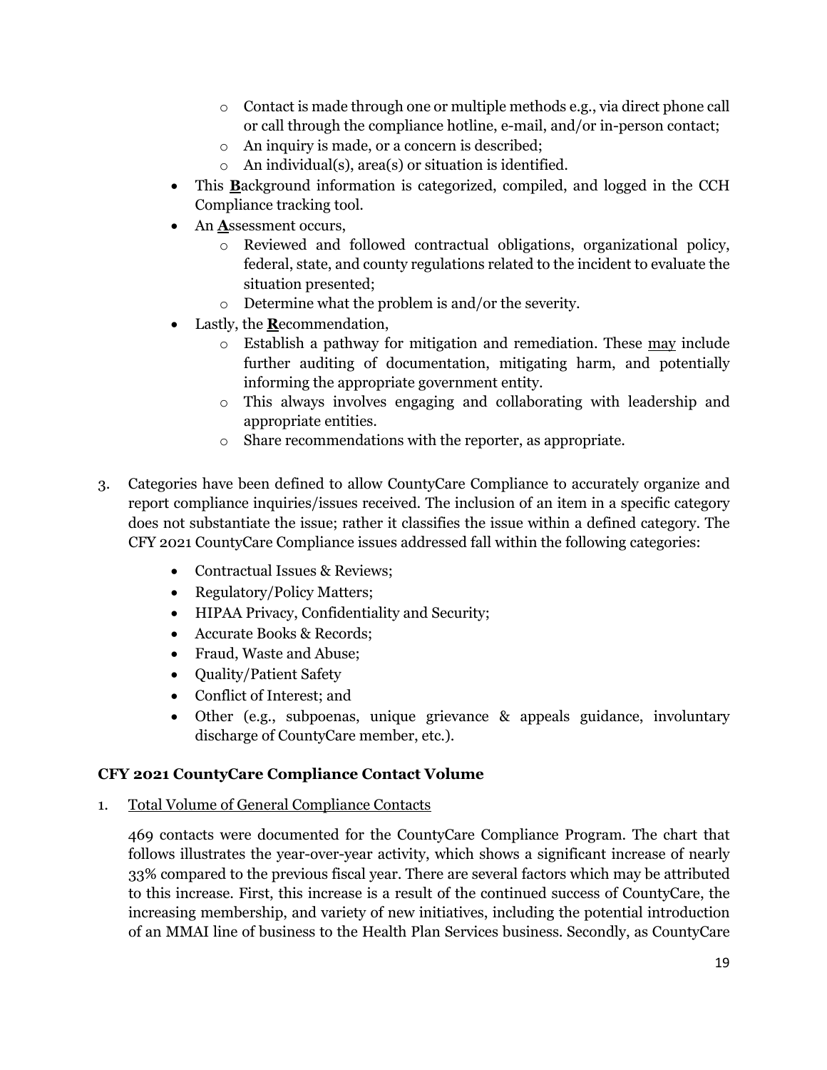- Contact is made through one or multiple methods e.g., via direct phone call or call through the compliance hotline, e-mail, and/or in-person contact;
    - An inquiry is made, or a concern is described;
    - An individual(s), area(s) or situation is identified.
- This **B**ackground information is categorized, compiled, and logged in the CCH Compliance tracking tool.
- An **A**ssessment occurs,
    - Reviewed and followed contractual obligations, organizational policy, federal, state, and county regulations related to the incident to evaluate the situation presented;
    - Determine what the problem is and/or the severity.
- Lastly, the **R**ecommendation,
    - Establish a pathway for mitigation and remediation. These may include further auditing of documentation, mitigating harm, and potentially informing the appropriate government entity.
    - This always involves engaging and collaborating with leadership and appropriate entities.
    - Share recommendations with the reporter, as appropriate.

3. Categories have been defined to allow CountyCare Compliance to accurately organize and report compliance inquiries/issues received. The inclusion of an item in a specific category does not substantiate the issue; rather it classifies the issue within a defined category. The CFY 2021 CountyCare Compliance issues addressed fall within the following categories:

    - Contractual Issues & Reviews;
    - Regulatory/Policy Matters;
    - HIPAA Privacy, Confidentiality and Security;
    - Accurate Books & Records;
    - Fraud, Waste and Abuse;
    - Quality/Patient Safety
    - Conflict of Interest; and
    - Other (e.g., subpoenas, unique grievance & appeals guidance, involuntary discharge of CountyCare member, etc.).

### CFY 2021 CountyCare Compliance Contact Volume

1. Total Volume of General Compliance Contacts

    469 contacts were documented for the CountyCare Compliance Program. The chart that follows illustrates the year-over-year activity, which shows a significant increase of nearly 33% compared to the previous fiscal year. There are several factors which may be attributed to this increase. First, this increase is a result of the continued success of CountyCare, the increasing membership, and variety of new initiatives, including the potential introduction of an MMAI line of business to the Health Plan Services business. Secondly, as CountyCare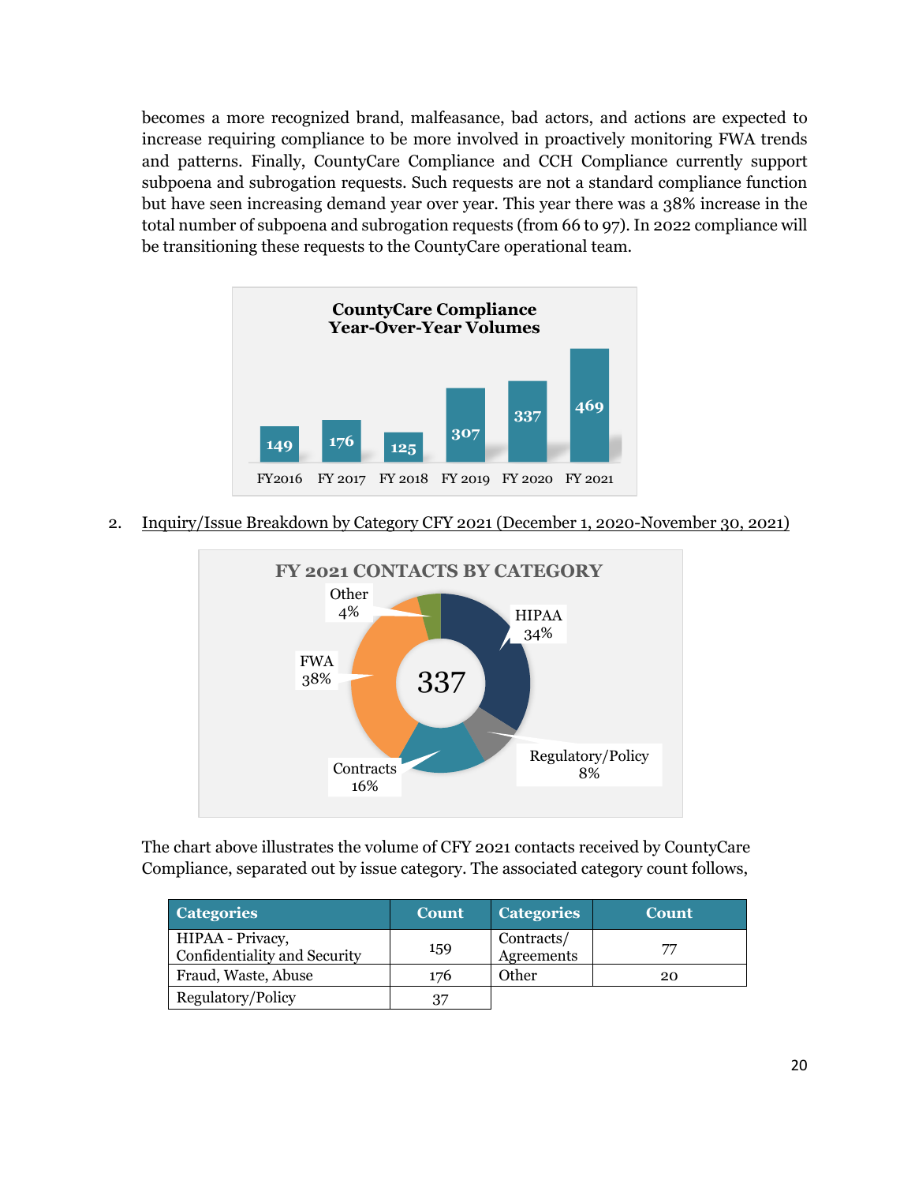becomes a more recognized brand, malfeasance, bad actors, and actions are expected to increase requiring compliance to be more involved in proactively monitoring FWA trends and patterns. Finally, CountyCare Compliance and CCH Compliance currently support subpoena and subrogation requests. Such requests are not a standard compliance function but have seen increasing demand year over year. This year there was a 38% increase in the total number of subpoena and subrogation requests (from 66 to 97). In 2022 compliance will be transitioning these requests to the CountyCare operational team.

**CountyCare Compliance Year-Over-Year Volumes**

| FY2016 | FY 2017 | FY 2018 | FY 2019 | FY 2020 | FY 2021 |
|---|---|---|---|---|---|
| 149 | 176 | 125 | 307 | 337 | 469 |

2. Inquiry/Issue Breakdown by Category CFY 2021 (December 1, 2020-November 30, 2021)

**FY 2021 CONTACTS BY CATEGORY**

Total: 337

| Category | Percent |
|---|---|
| HIPAA | 34% |
| Regulatory/Policy | 8% |
| Contracts | 16% |
| FWA | 38% |
| Other | 4% |

The chart above illustrates the volume of CFY 2021 contacts received by CountyCare Compliance, separated out by issue category. The associated category count follows,

| Categories | Count | Categories | Count |
|---|---|---|---|
| HIPAA - Privacy, Confidentiality and Security | 159 | Contracts/ Agreements | 77 |
| Fraud, Waste, Abuse | 176 | Other | 20 |
| Regulatory/Policy | 37 | | |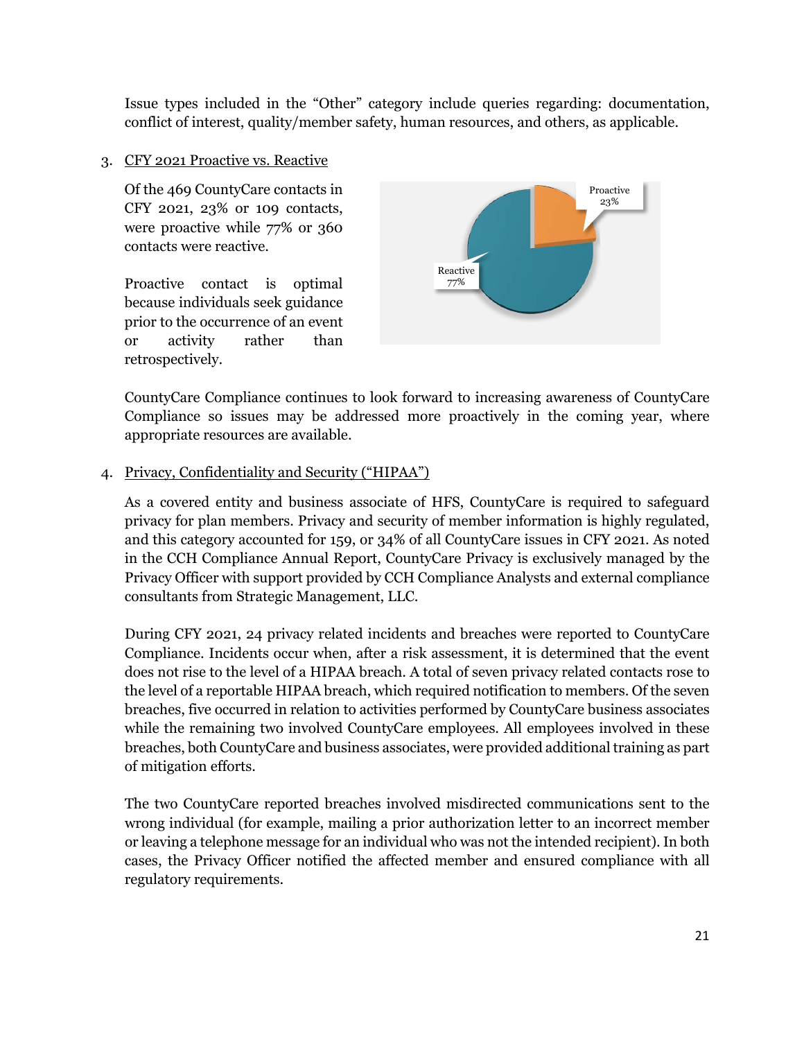Issue types included in the “Other” category include queries regarding: documentation, conflict of interest, quality/member safety, human resources, and others, as applicable.

3. CFY 2021 Proactive vs. Reactive

Of the 469 CountyCare contacts in CFY 2021, 23% or 109 contacts, were proactive while 77% or 360 contacts were reactive.

Proactive contact is optimal because individuals seek guidance prior to the occurrence of an event or activity rather than retrospectively.

Proactive 23%

Reactive 77%

CountyCare Compliance continues to look forward to increasing awareness of CountyCare Compliance so issues may be addressed more proactively in the coming year, where appropriate resources are available.

4. Privacy, Confidentiality and Security (“HIPAA”)

As a covered entity and business associate of HFS, CountyCare is required to safeguard privacy for plan members. Privacy and security of member information is highly regulated, and this category accounted for 159, or 34% of all CountyCare issues in CFY 2021. As noted in the CCH Compliance Annual Report, CountyCare Privacy is exclusively managed by the Privacy Officer with support provided by CCH Compliance Analysts and external compliance consultants from Strategic Management, LLC.

During CFY 2021, 24 privacy related incidents and breaches were reported to CountyCare Compliance. Incidents occur when, after a risk assessment, it is determined that the event does not rise to the level of a HIPAA breach. A total of seven privacy related contacts rose to the level of a reportable HIPAA breach, which required notification to members. Of the seven breaches, five occurred in relation to activities performed by CountyCare business associates while the remaining two involved CountyCare employees. All employees involved in these breaches, both CountyCare and business associates, were provided additional training as part of mitigation efforts.

The two CountyCare reported breaches involved misdirected communications sent to the wrong individual (for example, mailing a prior authorization letter to an incorrect member or leaving a telephone message for an individual who was not the intended recipient). In both cases, the Privacy Officer notified the affected member and ensured compliance with all regulatory requirements.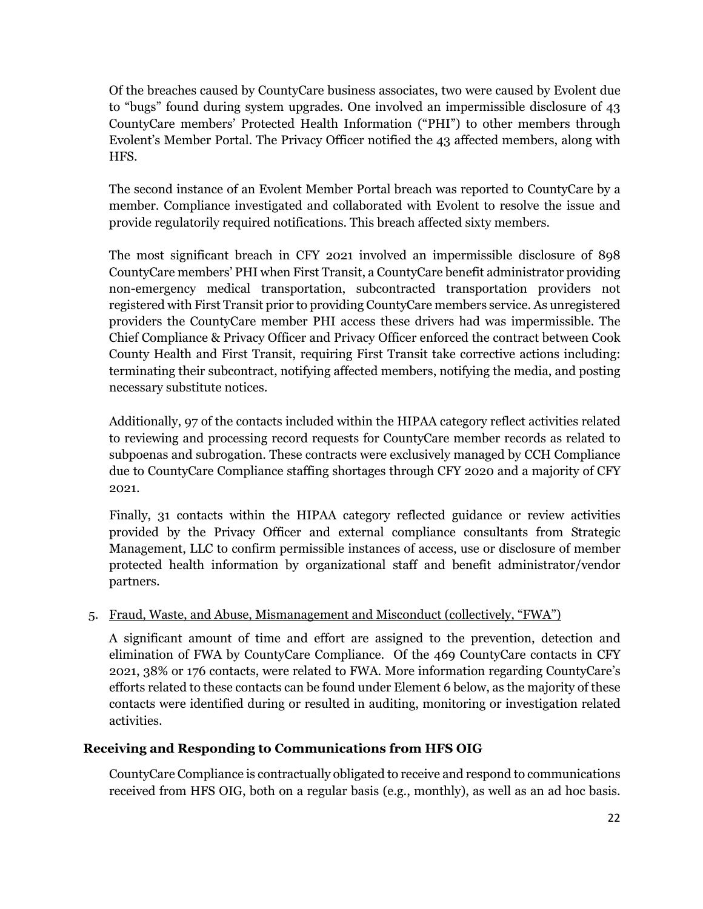Of the breaches caused by CountyCare business associates, two were caused by Evolent due to "bugs" found during system upgrades. One involved an impermissible disclosure of 43 CountyCare members' Protected Health Information ("PHI") to other members through Evolent's Member Portal. The Privacy Officer notified the 43 affected members, along with HFS.

The second instance of an Evolent Member Portal breach was reported to CountyCare by a member. Compliance investigated and collaborated with Evolent to resolve the issue and provide regulatorily required notifications. This breach affected sixty members.

The most significant breach in CFY 2021 involved an impermissible disclosure of 898 CountyCare members' PHI when First Transit, a CountyCare benefit administrator providing non-emergency medical transportation, subcontracted transportation providers not registered with First Transit prior to providing CountyCare members service. As unregistered providers the CountyCare member PHI access these drivers had was impermissible. The Chief Compliance & Privacy Officer and Privacy Officer enforced the contract between Cook County Health and First Transit, requiring First Transit take corrective actions including: terminating their subcontract, notifying affected members, notifying the media, and posting necessary substitute notices.

Additionally, 97 of the contacts included within the HIPAA category reflect activities related to reviewing and processing record requests for CountyCare member records as related to subpoenas and subrogation. These contracts were exclusively managed by CCH Compliance due to CountyCare Compliance staffing shortages through CFY 2020 and a majority of CFY 2021.

Finally, 31 contacts within the HIPAA category reflected guidance or review activities provided by the Privacy Officer and external compliance consultants from Strategic Management, LLC to confirm permissible instances of access, use or disclosure of member protected health information by organizational staff and benefit administrator/vendor partners.

5. Fraud, Waste, and Abuse, Mismanagement and Misconduct (collectively, "FWA")

   A significant amount of time and effort are assigned to the prevention, detection and elimination of FWA by CountyCare Compliance. Of the 469 CountyCare contacts in CFY 2021, 38% or 176 contacts, were related to FWA. More information regarding CountyCare's efforts related to these contacts can be found under Element 6 below, as the majority of these contacts were identified during or resulted in auditing, monitoring or investigation related activities.

**Receiving and Responding to Communications from HFS OIG**

CountyCare Compliance is contractually obligated to receive and respond to communications received from HFS OIG, both on a regular basis (e.g., monthly), as well as an ad hoc basis.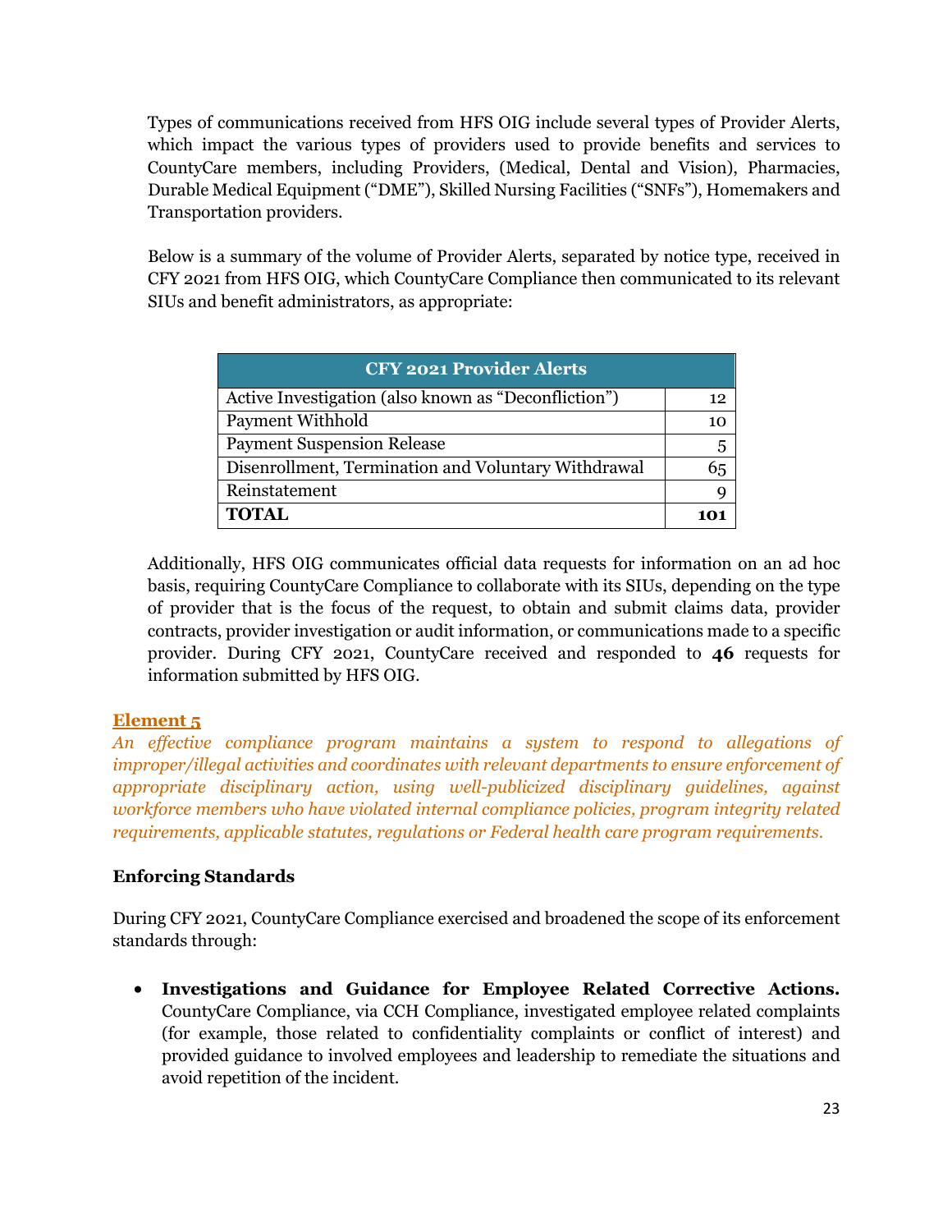Types of communications received from HFS OIG include several types of Provider Alerts, which impact the various types of providers used to provide benefits and services to CountyCare members, including Providers, (Medical, Dental and Vision), Pharmacies, Durable Medical Equipment ("DME"), Skilled Nursing Facilities ("SNFs"), Homemakers and Transportation providers.

Below is a summary of the volume of Provider Alerts, separated by notice type, received in CFY 2021 from HFS OIG, which CountyCare Compliance then communicated to its relevant SIUs and benefit administrators, as appropriate:

| CFY 2021 Provider Alerts | |
|---|---|
| Active Investigation (also known as "Deconfliction") | 12 |
| Payment Withhold | 10 |
| Payment Suspension Release | 5 |
| Disenrollment, Termination and Voluntary Withdrawal | 65 |
| Reinstatement | 9 |
| **TOTAL** | **101** |

Additionally, HFS OIG communicates official data requests for information on an ad hoc basis, requiring CountyCare Compliance to collaborate with its SIUs, depending on the type of provider that is the focus of the request, to obtain and submit claims data, provider contracts, provider investigation or audit information, or communications made to a specific provider. During CFY 2021, CountyCare received and responded to **46** requests for information submitted by HFS OIG.

**Element 5**

*An effective compliance program maintains a system to respond to allegations of improper/illegal activities and coordinates with relevant departments to ensure enforcement of appropriate disciplinary action, using well-publicized disciplinary guidelines, against workforce members who have violated internal compliance policies, program integrity related requirements, applicable statutes, regulations or Federal health care program requirements.*

### Enforcing Standards

During CFY 2021, CountyCare Compliance exercised and broadened the scope of its enforcement standards through:

- **Investigations and Guidance for Employee Related Corrective Actions.** CountyCare Compliance, via CCH Compliance, investigated employee related complaints (for example, those related to confidentiality complaints or conflict of interest) and provided guidance to involved employees and leadership to remediate the situations and avoid repetition of the incident.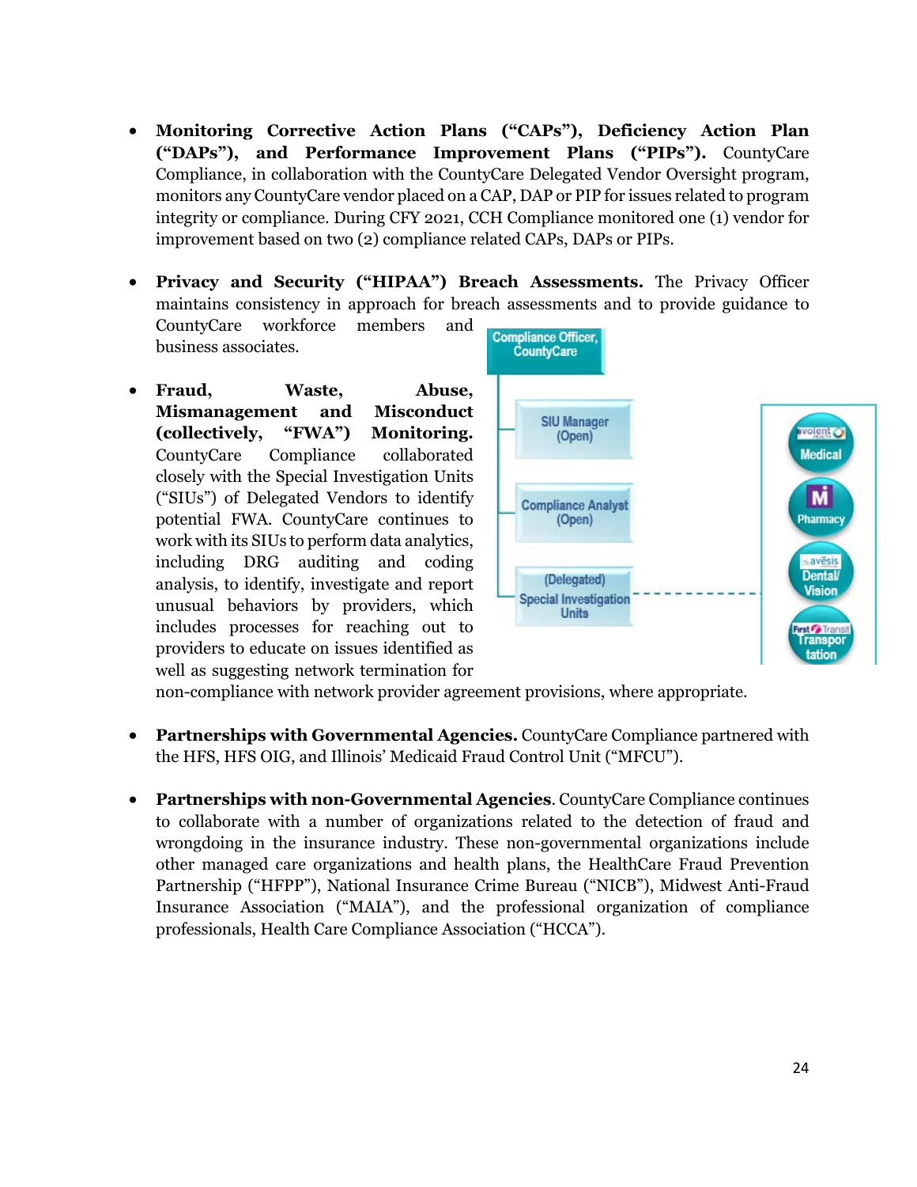- **Monitoring Corrective Action Plans ("CAPs"), Deficiency Action Plan ("DAPs"), and Performance Improvement Plans ("PIPs").** CountyCare Compliance, in collaboration with the CountyCare Delegated Vendor Oversight program, monitors any CountyCare vendor placed on a CAP, DAP or PIP for issues related to program integrity or compliance. During CFY 2021, CCH Compliance monitored one (1) vendor for improvement based on two (2) compliance related CAPs, DAPs or PIPs.

- **Privacy and Security ("HIPAA") Breach Assessments.** The Privacy Officer maintains consistency in approach for breach assessments and to provide guidance to CountyCare workforce members and business associates.

- **Fraud, Waste, Abuse, Mismanagement and Misconduct (collectively, "FWA") Monitoring.** CountyCare Compliance collaborated closely with the Special Investigation Units ("SIUs") of Delegated Vendors to identify potential FWA. CountyCare continues to work with its SIUs to perform data analytics, including DRG auditing and coding analysis, to identify, investigate and report unusual behaviors by providers, which includes processes for reaching out to providers to educate on issues identified as well as suggesting network termination for non-compliance with network provider agreement provisions, where appropriate.

- **Partnerships with Governmental Agencies.** CountyCare Compliance partnered with the HFS, HFS OIG, and Illinois' Medicaid Fraud Control Unit ("MFCU").

- **Partnerships with non-Governmental Agencies**. CountyCare Compliance continues to collaborate with a number of organizations related to the detection of fraud and wrongdoing in the insurance industry. These non-governmental organizations include other managed care organizations and health plans, the HealthCare Fraud Prevention Partnership ("HFPP"), National Insurance Crime Bureau ("NICB"), Midwest Anti-Fraud Insurance Association ("MAIA"), and the professional organization of compliance professionals, Health Care Compliance Association ("HCCA").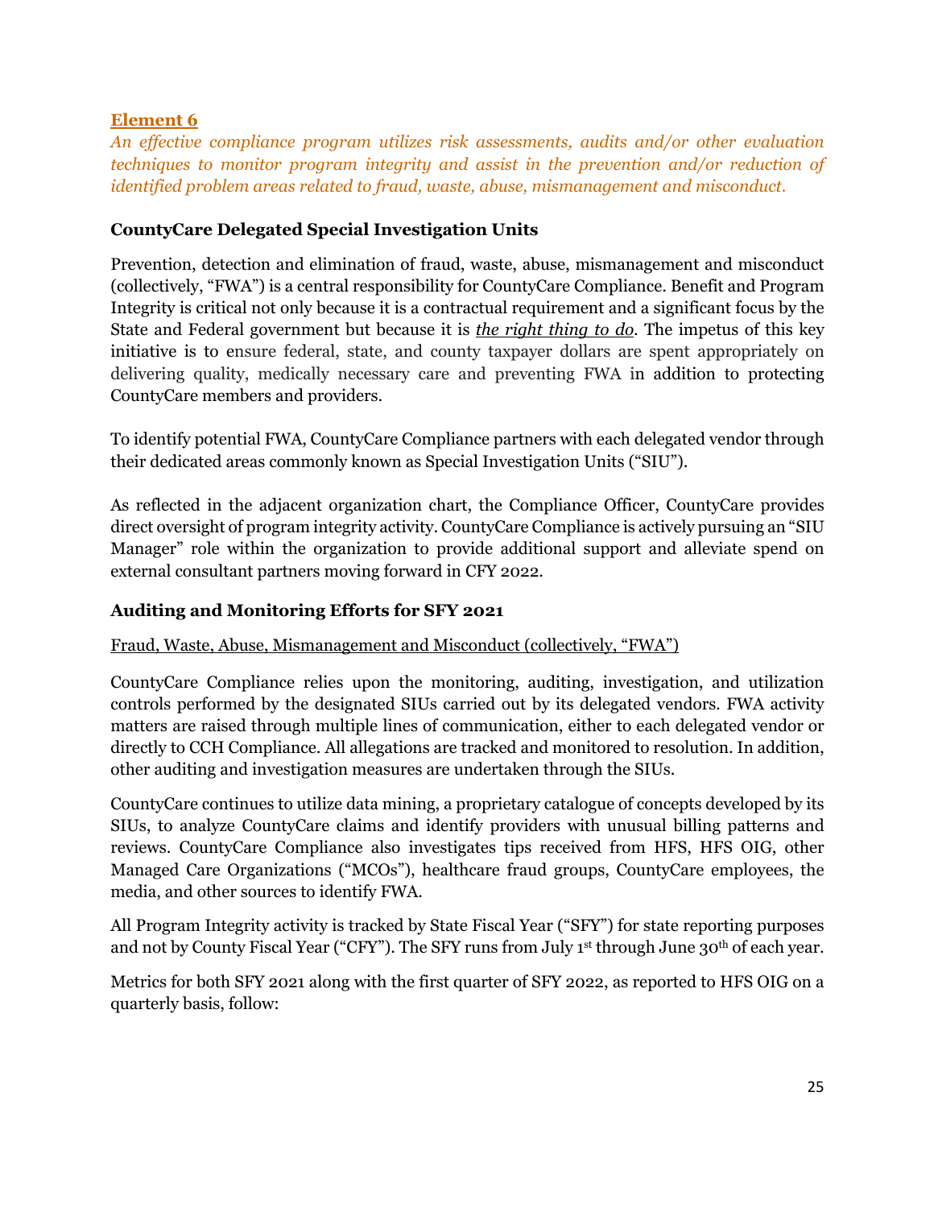## Element 6

*An effective compliance program utilizes risk assessments, audits and/or other evaluation techniques to monitor program integrity and assist in the prevention and/or reduction of identified problem areas related to fraud, waste, abuse, mismanagement and misconduct.*

### CountyCare Delegated Special Investigation Units

Prevention, detection and elimination of fraud, waste, abuse, mismanagement and misconduct (collectively, "FWA") is a central responsibility for CountyCare Compliance. Benefit and Program Integrity is critical not only because it is a contractual requirement and a significant focus by the State and Federal government but because it is ***the right thing to do***. The impetus of this key initiative is to ensure federal, state, and county taxpayer dollars are spent appropriately on delivering quality, medically necessary care and preventing FWA in addition to protecting CountyCare members and providers.

To identify potential FWA, CountyCare Compliance partners with each delegated vendor through their dedicated areas commonly known as Special Investigation Units ("SIU").

As reflected in the adjacent organization chart, the Compliance Officer, CountyCare provides direct oversight of program integrity activity. CountyCare Compliance is actively pursuing an "SIU Manager" role within the organization to provide additional support and alleviate spend on external consultant partners moving forward in CFY 2022.

### Auditing and Monitoring Efforts for SFY 2021

Fraud, Waste, Abuse, Mismanagement and Misconduct (collectively, "FWA")

CountyCare Compliance relies upon the monitoring, auditing, investigation, and utilization controls performed by the designated SIUs carried out by its delegated vendors. FWA activity matters are raised through multiple lines of communication, either to each delegated vendor or directly to CCH Compliance. All allegations are tracked and monitored to resolution. In addition, other auditing and investigation measures are undertaken through the SIUs.

CountyCare continues to utilize data mining, a proprietary catalogue of concepts developed by its SIUs, to analyze CountyCare claims and identify providers with unusual billing patterns and reviews. CountyCare Compliance also investigates tips received from HFS, HFS OIG, other Managed Care Organizations ("MCOs"), healthcare fraud groups, CountyCare employees, the media, and other sources to identify FWA.

All Program Integrity activity is tracked by State Fiscal Year ("SFY") for state reporting purposes and not by County Fiscal Year ("CFY"). The SFY runs from July 1st through June 30th of each year.

Metrics for both SFY 2021 along with the first quarter of SFY 2022, as reported to HFS OIG on a quarterly basis, follow: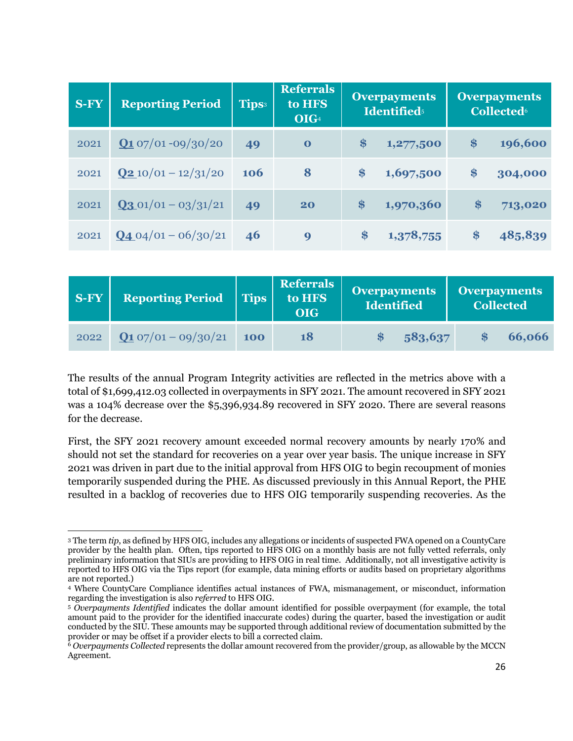| S-FY | Reporting Period | Tips[3] | Referrals to HFS OIG[4] | Overpayments Identified[5] | Overpayments Collected[6] |
|---|---|---|---|---|---|
| 2021 | **Q1** 07/01 -09/30/20 | 49 | 0 | $ 1,277,500 | $ 196,600 |
| 2021 | **Q2** 10/01 – 12/31/20 | 106 | 8 | $ 1,697,500 | $ 304,000 |
| 2021 | **Q3** 01/01 – 03/31/21 | 49 | 20 | $ 1,970,360 | $ 713,020 |
| 2021 | **Q4** 04/01 – 06/30/21 | 46 | 9 | $ 1,378,755 | $ 485,839 |

| S-FY | Reporting Period | Tips | Referrals to HFS OIG | Overpayments Identified | Overpayments Collected |
|---|---|---|---|---|---|
| 2022 | **Q1** 07/01 – 09/30/21 | 100 | 18 | $ 583,637 | $ 66,066 |

The results of the annual Program Integrity activities are reflected in the metrics above with a total of $1,699,412.03 collected in overpayments in SFY 2021. The amount recovered in SFY 2021 was a 104% decrease over the $5,396,934.89 recovered in SFY 2020. There are several reasons for the decrease.

First, the SFY 2021 recovery amount exceeded normal recovery amounts by nearly 170% and should not set the standard for recoveries on a year over year basis. The unique increase in SFY 2021 was driven in part due to the initial approval from HFS OIG to begin recoupment of monies temporarily suspended during the PHE. As discussed previously in this Annual Report, the PHE resulted in a backlog of recoveries due to HFS OIG temporarily suspending recoveries. As the

---

[3] The term *tip*, as defined by HFS OIG, includes any allegations or incidents of suspected FWA opened on a CountyCare provider by the health plan. Often, tips reported to HFS OIG on a monthly basis are not fully vetted referrals, only preliminary information that SIUs are providing to HFS OIG in real time. Additionally, not all investigative activity is reported to HFS OIG via the Tips report (for example, data mining efforts or audits based on proprietary algorithms are not reported.)

[4] Where CountyCare Compliance identifies actual instances of FWA, mismanagement, or misconduct, information regarding the investigation is also *referred* to HFS OIG.

[5] *Overpayments Identified* indicates the dollar amount identified for possible overpayment (for example, the total amount paid to the provider for the identified inaccurate codes) during the quarter, based the investigation or audit conducted by the SIU. These amounts may be supported through additional review of documentation submitted by the provider or may be offset if a provider elects to bill a corrected claim.

[6] *Overpayments Collected* represents the dollar amount recovered from the provider/group, as allowable by the MCCN Agreement.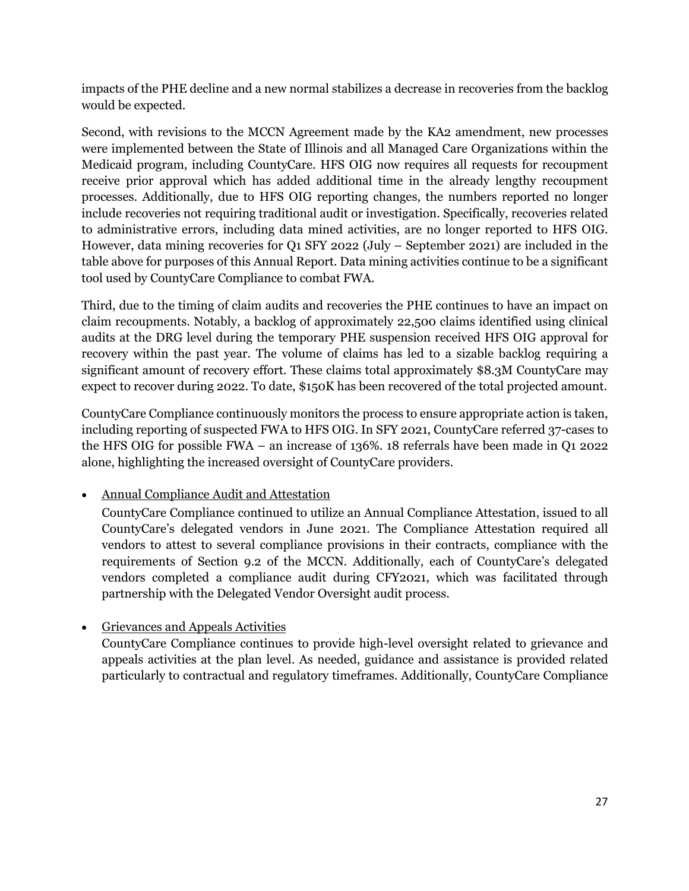impacts of the PHE decline and a new normal stabilizes a decrease in recoveries from the backlog would be expected.

Second, with revisions to the MCCN Agreement made by the KA2 amendment, new processes were implemented between the State of Illinois and all Managed Care Organizations within the Medicaid program, including CountyCare. HFS OIG now requires all requests for recoupment receive prior approval which has added additional time in the already lengthy recoupment processes. Additionally, due to HFS OIG reporting changes, the numbers reported no longer include recoveries not requiring traditional audit or investigation. Specifically, recoveries related to administrative errors, including data mined activities, are no longer reported to HFS OIG. However, data mining recoveries for Q1 SFY 2022 (July – September 2021) are included in the table above for purposes of this Annual Report. Data mining activities continue to be a significant tool used by CountyCare Compliance to combat FWA.

Third, due to the timing of claim audits and recoveries the PHE continues to have an impact on claim recoupments. Notably, a backlog of approximately 22,500 claims identified using clinical audits at the DRG level during the temporary PHE suspension received HFS OIG approval for recovery within the past year. The volume of claims has led to a sizable backlog requiring a significant amount of recovery effort. These claims total approximately $8.3M CountyCare may expect to recover during 2022. To date, $150K has been recovered of the total projected amount.

CountyCare Compliance continuously monitors the process to ensure appropriate action is taken, including reporting of suspected FWA to HFS OIG. In SFY 2021, CountyCare referred 37-cases to the HFS OIG for possible FWA – an increase of 136%. 18 referrals have been made in Q1 2022 alone, highlighting the increased oversight of CountyCare providers.

- Annual Compliance Audit and Attestation

  CountyCare Compliance continued to utilize an Annual Compliance Attestation, issued to all CountyCare's delegated vendors in June 2021. The Compliance Attestation required all vendors to attest to several compliance provisions in their contracts, compliance with the requirements of Section 9.2 of the MCCN. Additionally, each of CountyCare's delegated vendors completed a compliance audit during CFY2021, which was facilitated through partnership with the Delegated Vendor Oversight audit process.

- Grievances and Appeals Activities

  CountyCare Compliance continues to provide high-level oversight related to grievance and appeals activities at the plan level. As needed, guidance and assistance is provided related particularly to contractual and regulatory timeframes. Additionally, CountyCare Compliance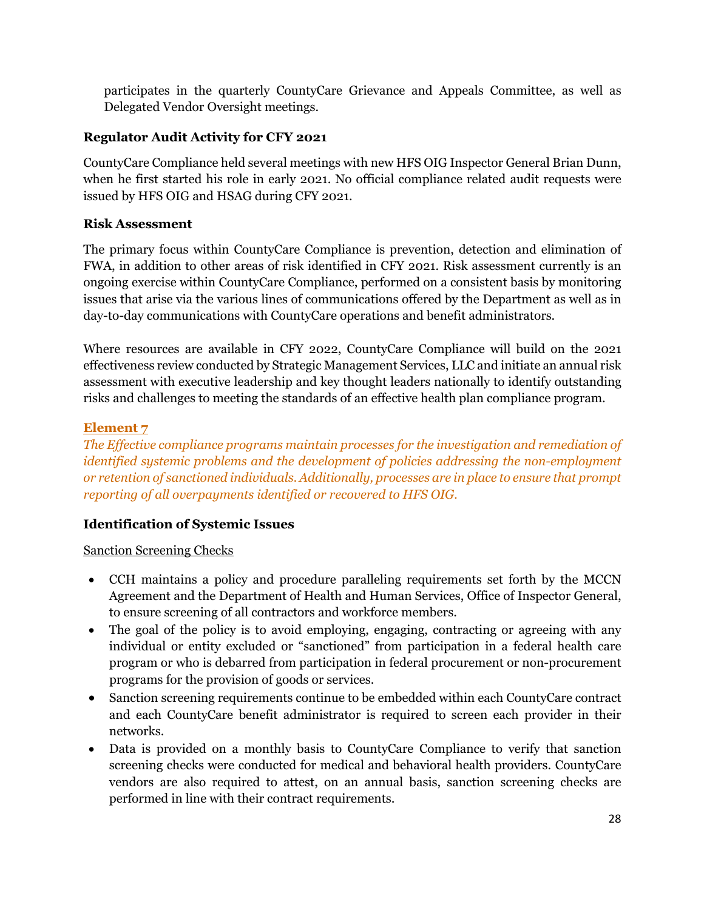participates in the quarterly CountyCare Grievance and Appeals Committee, as well as Delegated Vendor Oversight meetings.

### Regulator Audit Activity for CFY 2021

CountyCare Compliance held several meetings with new HFS OIG Inspector General Brian Dunn, when he first started his role in early 2021. No official compliance related audit requests were issued by HFS OIG and HSAG during CFY 2021.

### Risk Assessment

The primary focus within CountyCare Compliance is prevention, detection and elimination of FWA, in addition to other areas of risk identified in CFY 2021. Risk assessment currently is an ongoing exercise within CountyCare Compliance, performed on a consistent basis by monitoring issues that arise via the various lines of communications offered by the Department as well as in day-to-day communications with CountyCare operations and benefit administrators.

Where resources are available in CFY 2022, CountyCare Compliance will build on the 2021 effectiveness review conducted by Strategic Management Services, LLC and initiate an annual risk assessment with executive leadership and key thought leaders nationally to identify outstanding risks and challenges to meeting the standards of an effective health plan compliance program.

### Element 7

*The Effective compliance programs maintain processes for the investigation and remediation of identified systemic problems and the development of policies addressing the non-employment or retention of sanctioned individuals. Additionally, processes are in place to ensure that prompt reporting of all overpayments identified or recovered to HFS OIG.*

### Identification of Systemic Issues

Sanction Screening Checks

- CCH maintains a policy and procedure paralleling requirements set forth by the MCCN Agreement and the Department of Health and Human Services, Office of Inspector General, to ensure screening of all contractors and workforce members.
- The goal of the policy is to avoid employing, engaging, contracting or agreeing with any individual or entity excluded or "sanctioned" from participation in a federal health care program or who is debarred from participation in federal procurement or non-procurement programs for the provision of goods or services.
- Sanction screening requirements continue to be embedded within each CountyCare contract and each CountyCare benefit administrator is required to screen each provider in their networks.
- Data is provided on a monthly basis to CountyCare Compliance to verify that sanction screening checks were conducted for medical and behavioral health providers. CountyCare vendors are also required to attest, on an annual basis, sanction screening checks are performed in line with their contract requirements.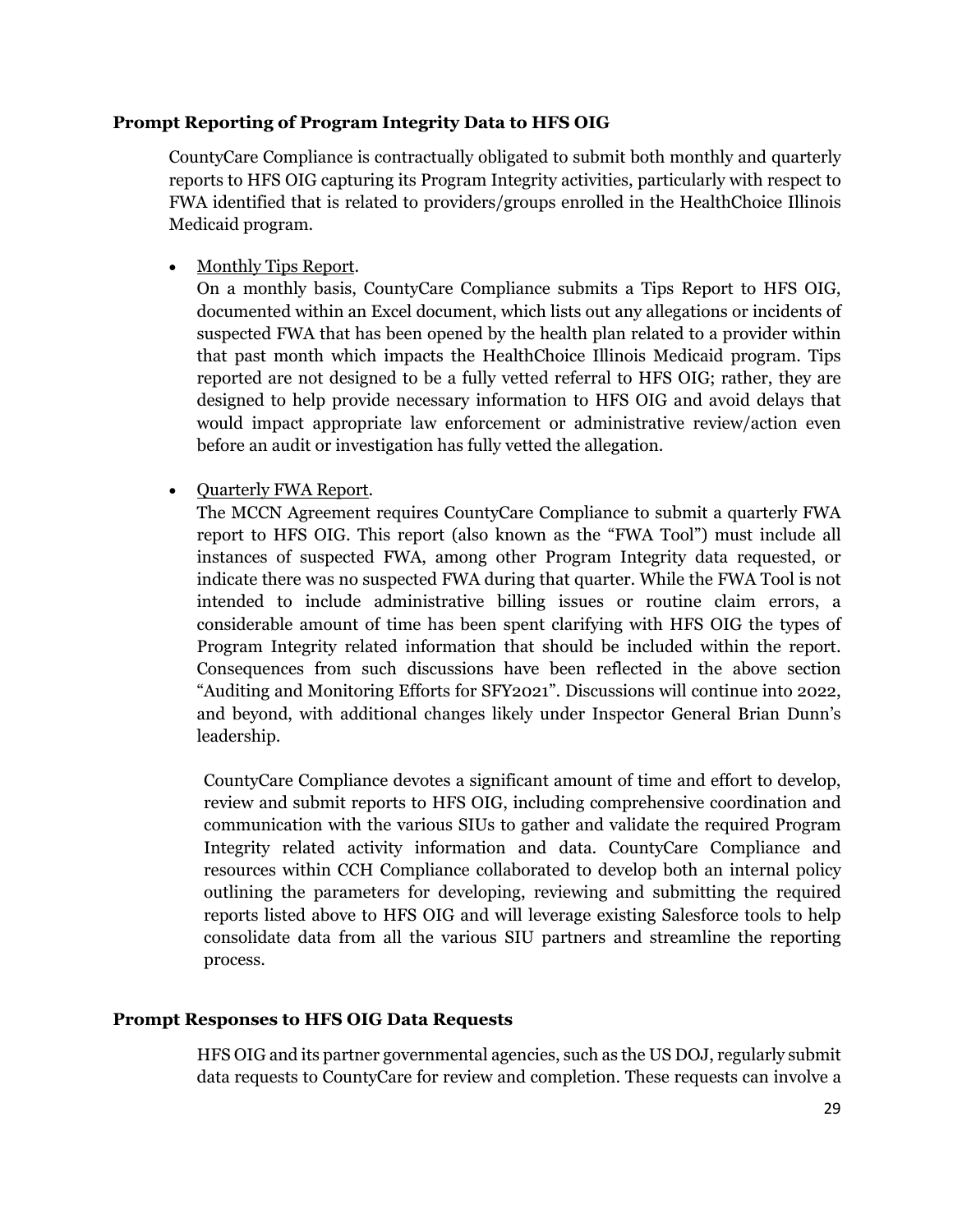**Prompt Reporting of Program Integrity Data to HFS OIG**

CountyCare Compliance is contractually obligated to submit both monthly and quarterly reports to HFS OIG capturing its Program Integrity activities, particularly with respect to FWA identified that is related to providers/groups enrolled in the HealthChoice Illinois Medicaid program.

- <u>Monthly Tips Report</u>.
  On a monthly basis, CountyCare Compliance submits a Tips Report to HFS OIG, documented within an Excel document, which lists out any allegations or incidents of suspected FWA that has been opened by the health plan related to a provider within that past month which impacts the HealthChoice Illinois Medicaid program. Tips reported are not designed to be a fully vetted referral to HFS OIG; rather, they are designed to help provide necessary information to HFS OIG and avoid delays that would impact appropriate law enforcement or administrative review/action even before an audit or investigation has fully vetted the allegation.

- <u>Quarterly FWA Report</u>.
  The MCCN Agreement requires CountyCare Compliance to submit a quarterly FWA report to HFS OIG. This report (also known as the "FWA Tool") must include all instances of suspected FWA, among other Program Integrity data requested, or indicate there was no suspected FWA during that quarter. While the FWA Tool is not intended to include administrative billing issues or routine claim errors, a considerable amount of time has been spent clarifying with HFS OIG the types of Program Integrity related information that should be included within the report. Consequences from such discussions have been reflected in the above section "Auditing and Monitoring Efforts for SFY2021". Discussions will continue into 2022, and beyond, with additional changes likely under Inspector General Brian Dunn's leadership.

  CountyCare Compliance devotes a significant amount of time and effort to develop, review and submit reports to HFS OIG, including comprehensive coordination and communication with the various SIUs to gather and validate the required Program Integrity related activity information and data. CountyCare Compliance and resources within CCH Compliance collaborated to develop both an internal policy outlining the parameters for developing, reviewing and submitting the required reports listed above to HFS OIG and will leverage existing Salesforce tools to help consolidate data from all the various SIU partners and streamline the reporting process.

**Prompt Responses to HFS OIG Data Requests**

HFS OIG and its partner governmental agencies, such as the US DOJ, regularly submit data requests to CountyCare for review and completion. These requests can involve a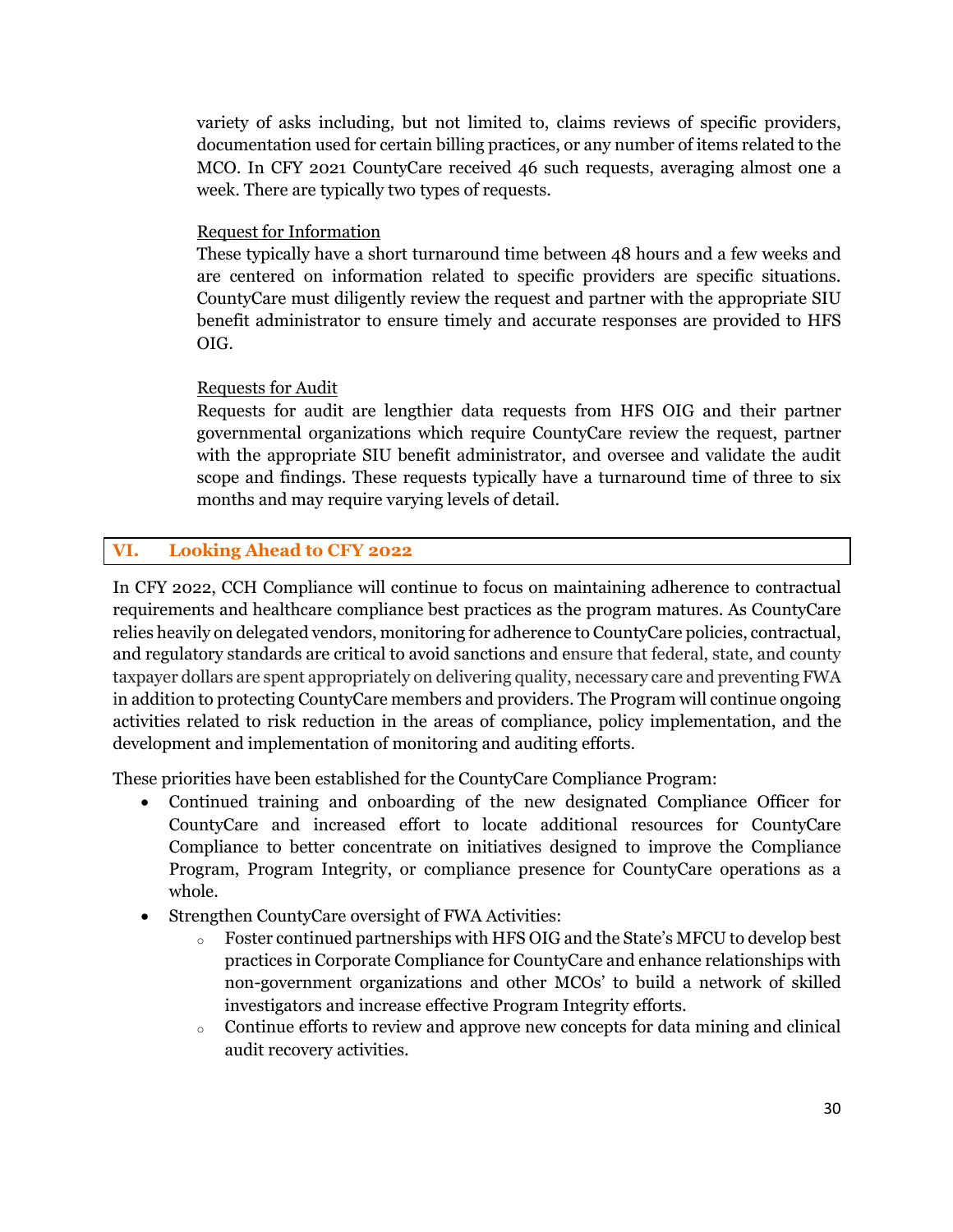variety of asks including, but not limited to, claims reviews of specific providers, documentation used for certain billing practices, or any number of items related to the MCO. In CFY 2021 CountyCare received 46 such requests, averaging almost one a week. There are typically two types of requests.

Request for Information

These typically have a short turnaround time between 48 hours and a few weeks and are centered on information related to specific providers are specific situations. CountyCare must diligently review the request and partner with the appropriate SIU benefit administrator to ensure timely and accurate responses are provided to HFS OIG.

Requests for Audit

Requests for audit are lengthier data requests from HFS OIG and their partner governmental organizations which require CountyCare review the request, partner with the appropriate SIU benefit administrator, and oversee and validate the audit scope and findings. These requests typically have a turnaround time of three to six months and may require varying levels of detail.

## VI. Looking Ahead to CFY 2022

In CFY 2022, CCH Compliance will continue to focus on maintaining adherence to contractual requirements and healthcare compliance best practices as the program matures. As CountyCare relies heavily on delegated vendors, monitoring for adherence to CountyCare policies, contractual, and regulatory standards are critical to avoid sanctions and ensure that federal, state, and county taxpayer dollars are spent appropriately on delivering quality, necessary care and preventing FWA in addition to protecting CountyCare members and providers. The Program will continue ongoing activities related to risk reduction in the areas of compliance, policy implementation, and the development and implementation of monitoring and auditing efforts.

These priorities have been established for the CountyCare Compliance Program:

- Continued training and onboarding of the new designated Compliance Officer for CountyCare and increased effort to locate additional resources for CountyCare Compliance to better concentrate on initiatives designed to improve the Compliance Program, Program Integrity, or compliance presence for CountyCare operations as a whole.
- Strengthen CountyCare oversight of FWA Activities:
    - Foster continued partnerships with HFS OIG and the State's MFCU to develop best practices in Corporate Compliance for CountyCare and enhance relationships with non-government organizations and other MCOs' to build a network of skilled investigators and increase effective Program Integrity efforts.
    - Continue efforts to review and approve new concepts for data mining and clinical audit recovery activities.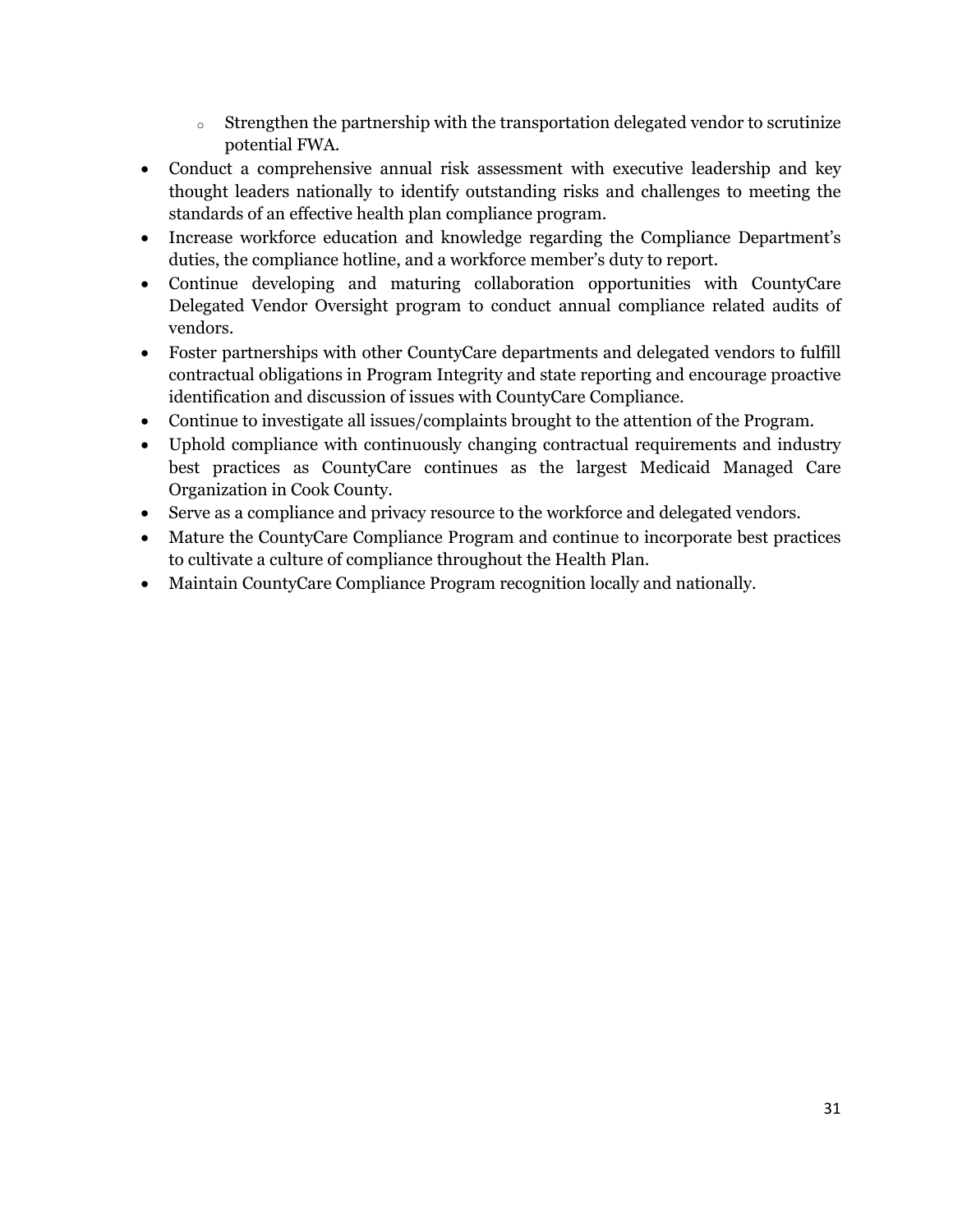- Strengthen the partnership with the transportation delegated vendor to scrutinize potential FWA.
- Conduct a comprehensive annual risk assessment with executive leadership and key thought leaders nationally to identify outstanding risks and challenges to meeting the standards of an effective health plan compliance program.
- Increase workforce education and knowledge regarding the Compliance Department's duties, the compliance hotline, and a workforce member's duty to report.
- Continue developing and maturing collaboration opportunities with CountyCare Delegated Vendor Oversight program to conduct annual compliance related audits of vendors.
- Foster partnerships with other CountyCare departments and delegated vendors to fulfill contractual obligations in Program Integrity and state reporting and encourage proactive identification and discussion of issues with CountyCare Compliance.
- Continue to investigate all issues/complaints brought to the attention of the Program.
- Uphold compliance with continuously changing contractual requirements and industry best practices as CountyCare continues as the largest Medicaid Managed Care Organization in Cook County.
- Serve as a compliance and privacy resource to the workforce and delegated vendors.
- Mature the CountyCare Compliance Program and continue to incorporate best practices to cultivate a culture of compliance throughout the Health Plan.
- Maintain CountyCare Compliance Program recognition locally and nationally.